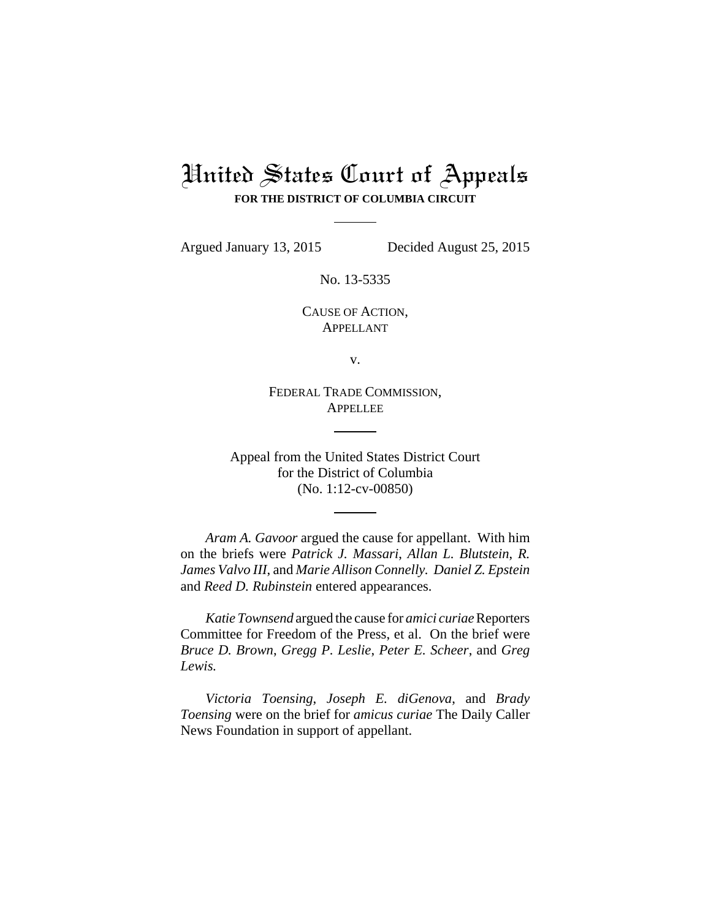# United States Court of Appeals

**FOR THE DISTRICT OF COLUMBIA CIRCUIT**

---

Argued January 13, 2015 Decided August 25, 2015

No. 13-5335

CAUSE OF ACTION,
APPELLANT

v.

FEDERAL TRADE COMMISSION,
APPELLEE

---

Appeal from the United States District Court
for the District of Columbia
(No. 1:12-cv-00850)

---

*Aram A. Gavoor* argued the cause for appellant. With him on the briefs were *Patrick J. Massari, Allan L. Blutstein, R. James Valvo III*, and *Marie Allison Connelly. Daniel Z. Epstein* and *Reed D. Rubinstein* entered appearances.

*Katie Townsend* argued the cause for *amici curiae* Reporters Committee for Freedom of the Press, et al. On the brief were *Bruce D. Brown, Gregg P. Leslie, Peter E. Scheer*, and *Greg Lewis.*

*Victoria Toensing, Joseph E. diGenova*, and *Brady Toensing* were on the brief for *amicus curiae* The Daily Caller News Foundation in support of appellant.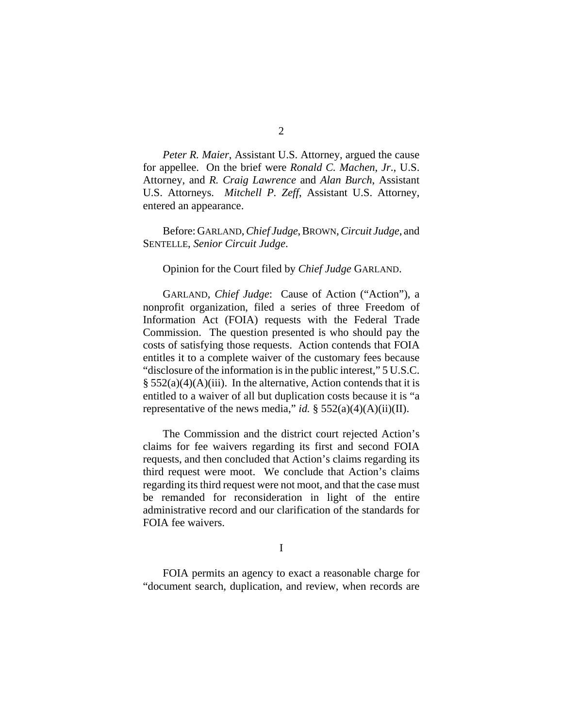*Peter R. Maier*, Assistant U.S. Attorney, argued the cause for appellee. On the brief were *Ronald C. Machen, Jr.*, U.S. Attorney, and *R. Craig Lawrence* and *Alan Burch*, Assistant U.S. Attorneys. *Mitchell P. Zeff*, Assistant U.S. Attorney, entered an appearance.

Before: GARLAND, *Chief Judge*, BROWN, *Circuit Judge*, and SENTELLE, *Senior Circuit Judge*.

Opinion for the Court filed by *Chief Judge* GARLAND.

GARLAND, *Chief Judge*: Cause of Action ("Action"), a nonprofit organization, filed a series of three Freedom of Information Act (FOIA) requests with the Federal Trade Commission. The question presented is who should pay the costs of satisfying those requests. Action contends that FOIA entitles it to a complete waiver of the customary fees because "disclosure of the information is in the public interest," 5 U.S.C. § 552(a)(4)(A)(iii). In the alternative, Action contends that it is entitled to a waiver of all but duplication costs because it is "a representative of the news media," *id.* § 552(a)(4)(A)(ii)(II).

The Commission and the district court rejected Action's claims for fee waivers regarding its first and second FOIA requests, and then concluded that Action's claims regarding its third request were moot. We conclude that Action's claims regarding its third request were not moot, and that the case must be remanded for reconsideration in light of the entire administrative record and our clarification of the standards for FOIA fee waivers.

## I

FOIA permits an agency to exact a reasonable charge for "document search, duplication, and review, when records are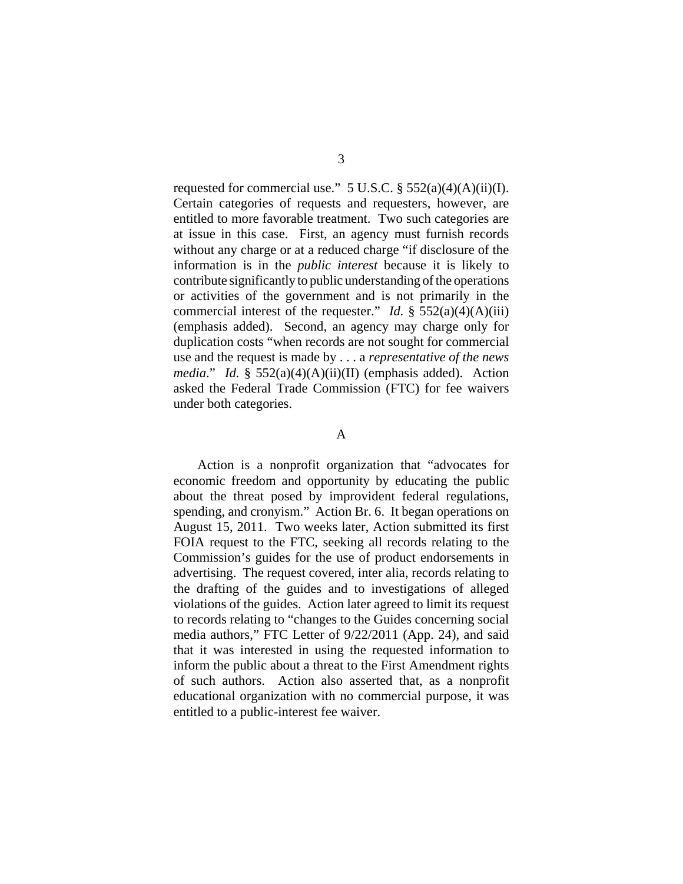requested for commercial use." 5 U.S.C. § 552(a)(4)(A)(ii)(I). Certain categories of requests and requesters, however, are entitled to more favorable treatment. Two such categories are at issue in this case. First, an agency must furnish records without any charge or at a reduced charge "if disclosure of the information is in the *public interest* because it is likely to contribute significantly to public understanding of the operations or activities of the government and is not primarily in the commercial interest of the requester." *Id.* § 552(a)(4)(A)(iii) (emphasis added). Second, an agency may charge only for duplication costs "when records are not sought for commercial use and the request is made by . . . a *representative of the news media*." *Id.* § 552(a)(4)(A)(ii)(II) (emphasis added). Action asked the Federal Trade Commission (FTC) for fee waivers under both categories.

### A

Action is a nonprofit organization that "advocates for economic freedom and opportunity by educating the public about the threat posed by improvident federal regulations, spending, and cronyism." Action Br. 6. It began operations on August 15, 2011. Two weeks later, Action submitted its first FOIA request to the FTC, seeking all records relating to the Commission's guides for the use of product endorsements in advertising. The request covered, inter alia, records relating to the drafting of the guides and to investigations of alleged violations of the guides. Action later agreed to limit its request to records relating to "changes to the Guides concerning social media authors," FTC Letter of 9/22/2011 (App. 24), and said that it was interested in using the requested information to inform the public about a threat to the First Amendment rights of such authors. Action also asserted that, as a nonprofit educational organization with no commercial purpose, it was entitled to a public-interest fee waiver.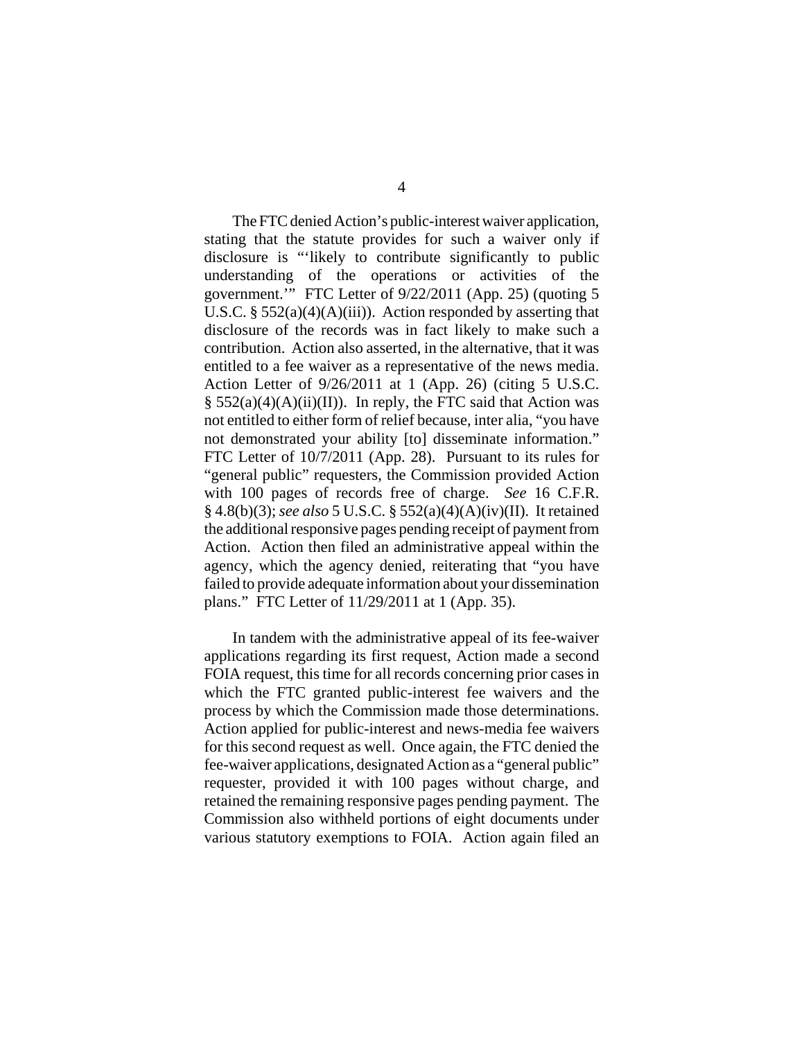The FTC denied Action's public-interest waiver application, stating that the statute provides for such a waiver only if disclosure is "'likely to contribute significantly to public understanding of the operations or activities of the government.'" FTC Letter of 9/22/2011 (App. 25) (quoting 5 U.S.C. § 552(a)(4)(A)(iii)). Action responded by asserting that disclosure of the records was in fact likely to make such a contribution. Action also asserted, in the alternative, that it was entitled to a fee waiver as a representative of the news media. Action Letter of 9/26/2011 at 1 (App. 26) (citing 5 U.S.C. § 552(a)(4)(A)(ii)(II)). In reply, the FTC said that Action was not entitled to either form of relief because, inter alia, "you have not demonstrated your ability [to] disseminate information." FTC Letter of 10/7/2011 (App. 28). Pursuant to its rules for "general public" requesters, the Commission provided Action with 100 pages of records free of charge. *See* 16 C.F.R. § 4.8(b)(3); *see also* 5 U.S.C. § 552(a)(4)(A)(iv)(II). It retained the additional responsive pages pending receipt of payment from Action. Action then filed an administrative appeal within the agency, which the agency denied, reiterating that "you have failed to provide adequate information about your dissemination plans." FTC Letter of 11/29/2011 at 1 (App. 35).

In tandem with the administrative appeal of its fee-waiver applications regarding its first request, Action made a second FOIA request, this time for all records concerning prior cases in which the FTC granted public-interest fee waivers and the process by which the Commission made those determinations. Action applied for public-interest and news-media fee waivers for this second request as well. Once again, the FTC denied the fee-waiver applications, designated Action as a "general public" requester, provided it with 100 pages without charge, and retained the remaining responsive pages pending payment. The Commission also withheld portions of eight documents under various statutory exemptions to FOIA. Action again filed an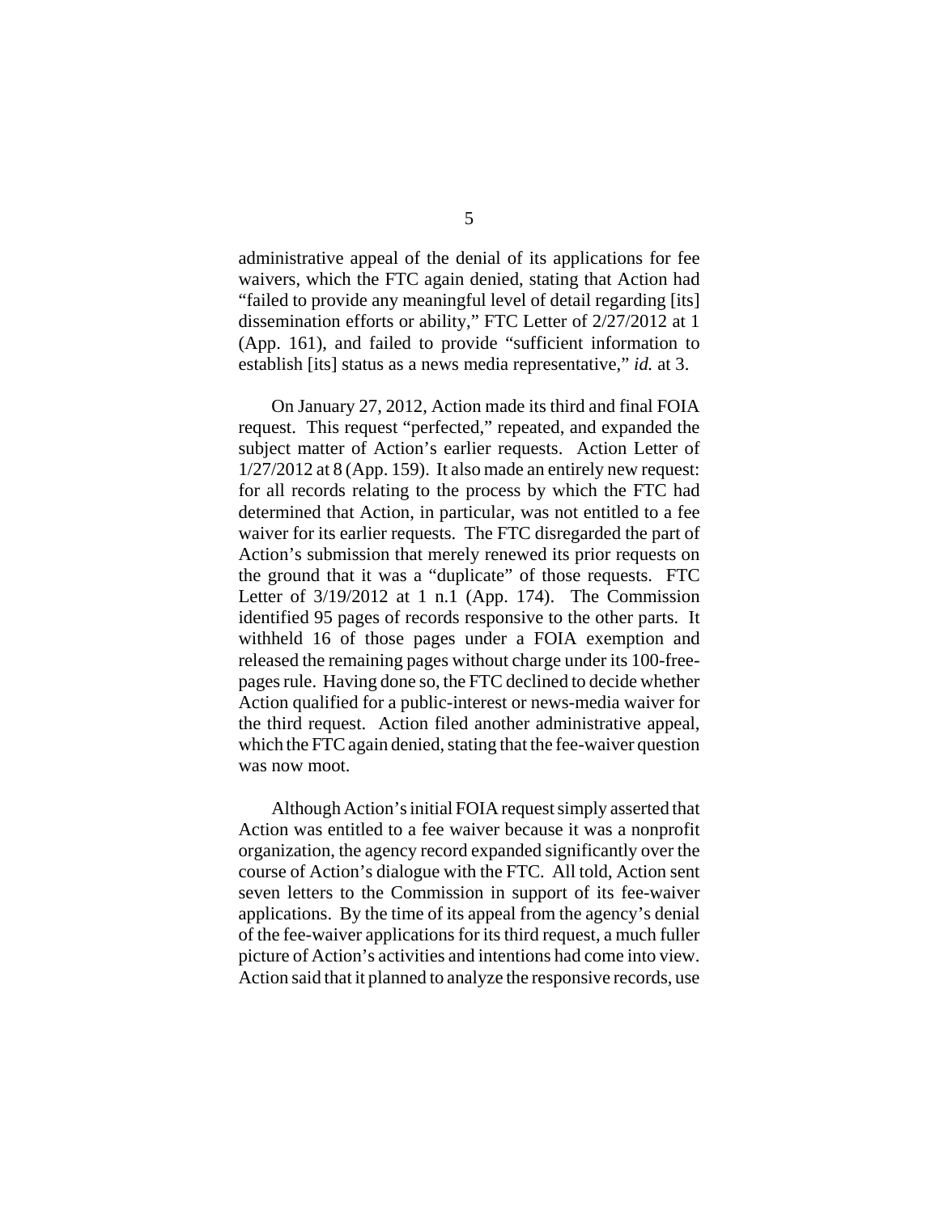administrative appeal of the denial of its applications for fee waivers, which the FTC again denied, stating that Action had "failed to provide any meaningful level of detail regarding [its] dissemination efforts or ability," FTC Letter of 2/27/2012 at 1 (App. 161), and failed to provide "sufficient information to establish [its] status as a news media representative," *id.* at 3.

On January 27, 2012, Action made its third and final FOIA request. This request "perfected," repeated, and expanded the subject matter of Action's earlier requests. Action Letter of 1/27/2012 at 8 (App. 159). It also made an entirely new request: for all records relating to the process by which the FTC had determined that Action, in particular, was not entitled to a fee waiver for its earlier requests. The FTC disregarded the part of Action's submission that merely renewed its prior requests on the ground that it was a "duplicate" of those requests. FTC Letter of 3/19/2012 at 1 n.1 (App. 174). The Commission identified 95 pages of records responsive to the other parts. It withheld 16 of those pages under a FOIA exemption and released the remaining pages without charge under its 100-free-pages rule. Having done so, the FTC declined to decide whether Action qualified for a public-interest or news-media waiver for the third request. Action filed another administrative appeal, which the FTC again denied, stating that the fee-waiver question was now moot.

Although Action's initial FOIA request simply asserted that Action was entitled to a fee waiver because it was a nonprofit organization, the agency record expanded significantly over the course of Action's dialogue with the FTC. All told, Action sent seven letters to the Commission in support of its fee-waiver applications. By the time of its appeal from the agency's denial of the fee-waiver applications for its third request, a much fuller picture of Action's activities and intentions had come into view. Action said that it planned to analyze the responsive records, use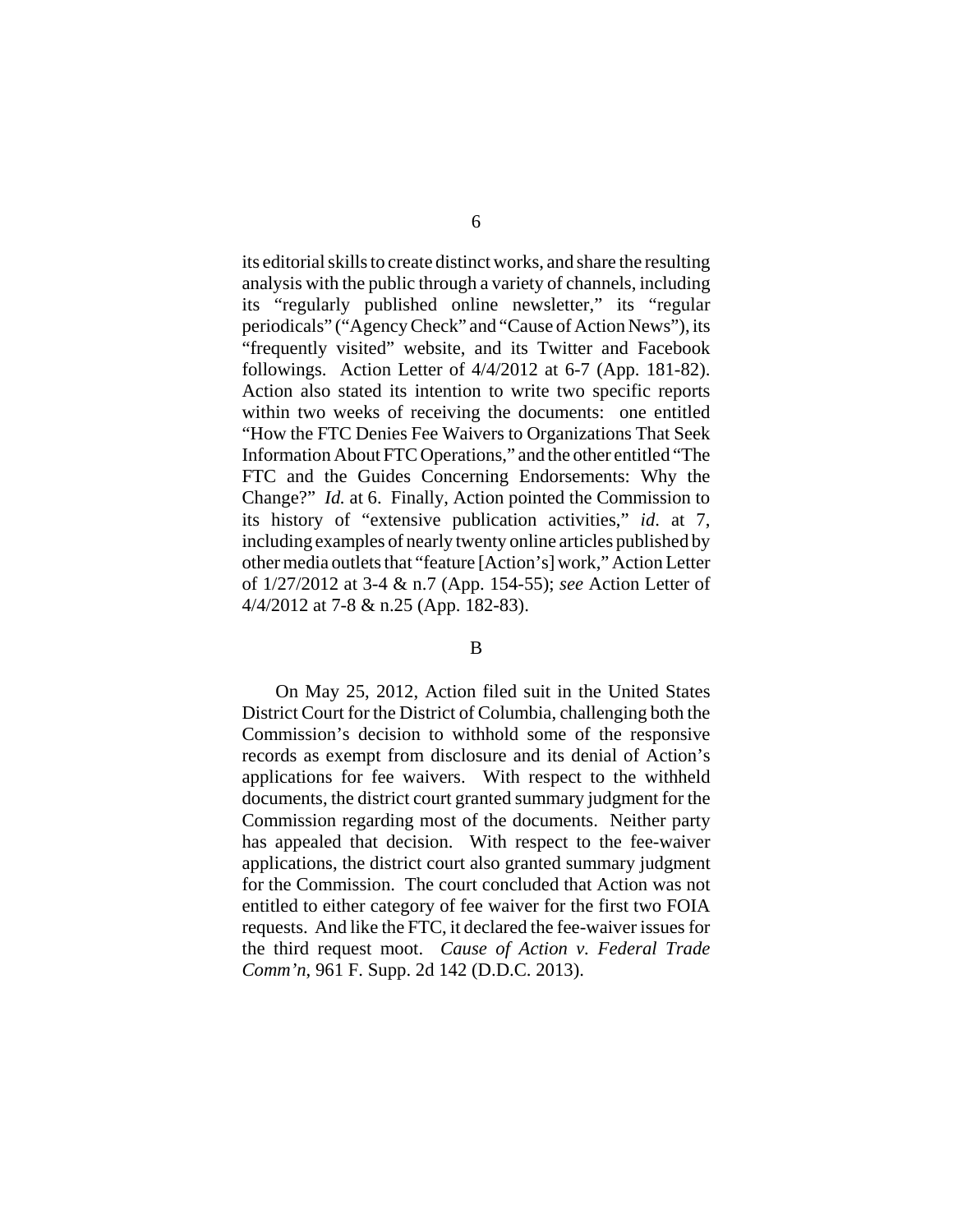its editorial skills to create distinct works, and share the resulting analysis with the public through a variety of channels, including its "regularly published online newsletter," its "regular periodicals" ("Agency Check" and "Cause of Action News"), its "frequently visited" website, and its Twitter and Facebook followings. Action Letter of 4/4/2012 at 6-7 (App. 181-82). Action also stated its intention to write two specific reports within two weeks of receiving the documents: one entitled "How the FTC Denies Fee Waivers to Organizations That Seek Information About FTC Operations," and the other entitled "The FTC and the Guides Concerning Endorsements: Why the Change?" *Id.* at 6. Finally, Action pointed the Commission to its history of "extensive publication activities," *id*. at 7, including examples of nearly twenty online articles published by other media outlets that "feature [Action's] work," Action Letter of 1/27/2012 at 3-4 & n.7 (App. 154-55); *see* Action Letter of 4/4/2012 at 7-8 & n.25 (App. 182-83).

B

On May 25, 2012, Action filed suit in the United States District Court for the District of Columbia, challenging both the Commission's decision to withhold some of the responsive records as exempt from disclosure and its denial of Action's applications for fee waivers. With respect to the withheld documents, the district court granted summary judgment for the Commission regarding most of the documents. Neither party has appealed that decision. With respect to the fee-waiver applications, the district court also granted summary judgment for the Commission. The court concluded that Action was not entitled to either category of fee waiver for the first two FOIA requests. And like the FTC, it declared the fee-waiver issues for the third request moot. *Cause of Action v. Federal Trade Comm'n*, 961 F. Supp. 2d 142 (D.D.C. 2013).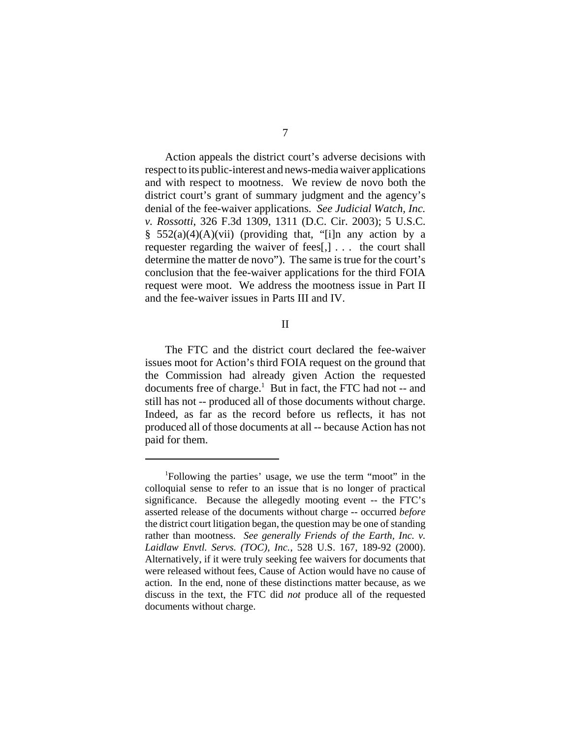Action appeals the district court's adverse decisions with respect to its public-interest and news-media waiver applications and with respect to mootness. We review de novo both the district court's grant of summary judgment and the agency's denial of the fee-waiver applications. *See Judicial Watch, Inc. v. Rossotti*, 326 F.3d 1309, 1311 (D.C. Cir. 2003); 5 U.S.C. § 552(a)(4)(A)(vii) (providing that, "[i]n any action by a requester regarding the waiver of fees[,] . . . the court shall determine the matter de novo"). The same is true for the court's conclusion that the fee-waiver applications for the third FOIA request were moot. We address the mootness issue in Part II and the fee-waiver issues in Parts III and IV.

## II

The FTC and the district court declared the fee-waiver issues moot for Action's third FOIA request on the ground that the Commission had already given Action the requested documents free of charge.[1] But in fact, the FTC had not -- and still has not -- produced all of those documents without charge. Indeed, as far as the record before us reflects, it has not produced all of those documents at all -- because Action has not paid for them.

---

[1]Following the parties' usage, we use the term "moot" in the colloquial sense to refer to an issue that is no longer of practical significance. Because the allegedly mooting event -- the FTC's asserted release of the documents without charge -- occurred *before* the district court litigation began, the question may be one of standing rather than mootness. *See generally Friends of the Earth, Inc. v. Laidlaw Envtl. Servs. (TOC), Inc.*, 528 U.S. 167, 189-92 (2000). Alternatively, if it were truly seeking fee waivers for documents that were released without fees, Cause of Action would have no cause of action. In the end, none of these distinctions matter because, as we discuss in the text, the FTC did *not* produce all of the requested documents without charge.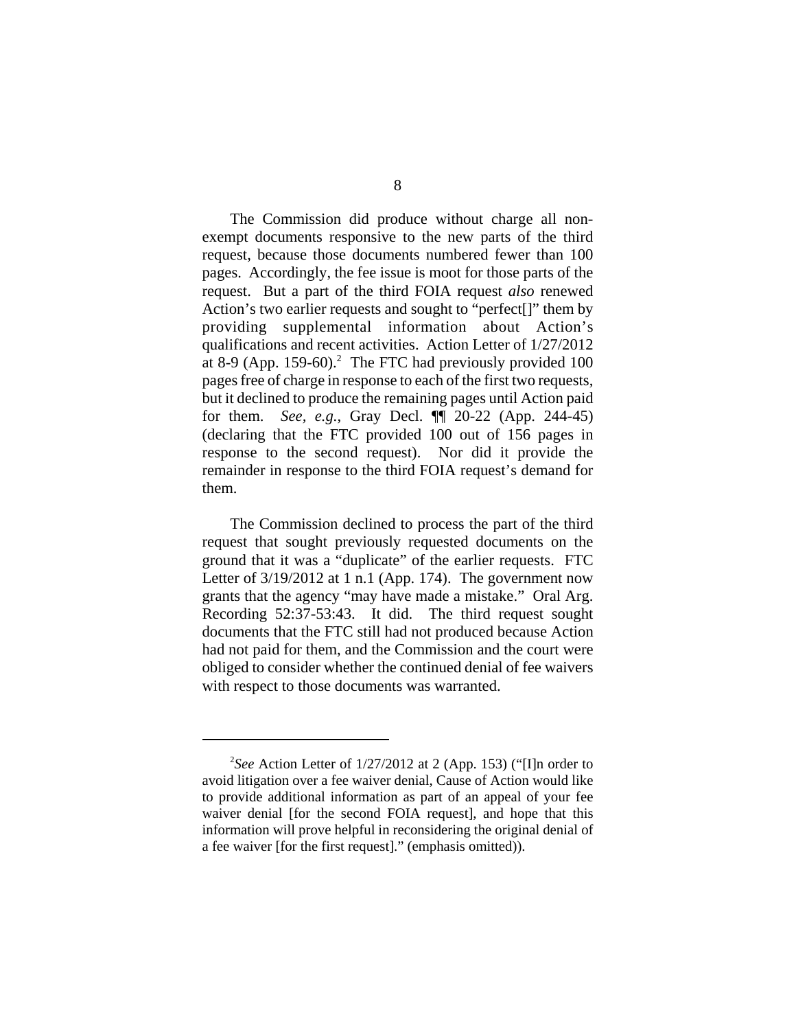The Commission did produce without charge all non-exempt documents responsive to the new parts of the third request, because those documents numbered fewer than 100 pages. Accordingly, the fee issue is moot for those parts of the request. But a part of the third FOIA request *also* renewed Action's two earlier requests and sought to "perfect[]" them by providing supplemental information about Action's qualifications and recent activities. Action Letter of 1/27/2012 at 8-9 (App. 159-60).[2] The FTC had previously provided 100 pages free of charge in response to each of the first two requests, but it declined to produce the remaining pages until Action paid for them. *See, e.g.*, Gray Decl. ¶¶ 20-22 (App. 244-45) (declaring that the FTC provided 100 out of 156 pages in response to the second request). Nor did it provide the remainder in response to the third FOIA request's demand for them.

The Commission declined to process the part of the third request that sought previously requested documents on the ground that it was a "duplicate" of the earlier requests. FTC Letter of 3/19/2012 at 1 n.1 (App. 174). The government now grants that the agency "may have made a mistake." Oral Arg. Recording 52:37-53:43. It did. The third request sought documents that the FTC still had not produced because Action had not paid for them, and the Commission and the court were obliged to consider whether the continued denial of fee waivers with respect to those documents was warranted.

---

[2]*See* Action Letter of 1/27/2012 at 2 (App. 153) ("[I]n order to avoid litigation over a fee waiver denial, Cause of Action would like to provide additional information as part of an appeal of your fee waiver denial [for the second FOIA request], and hope that this information will prove helpful in reconsidering the original denial of a fee waiver [for the first request]." (emphasis omitted)).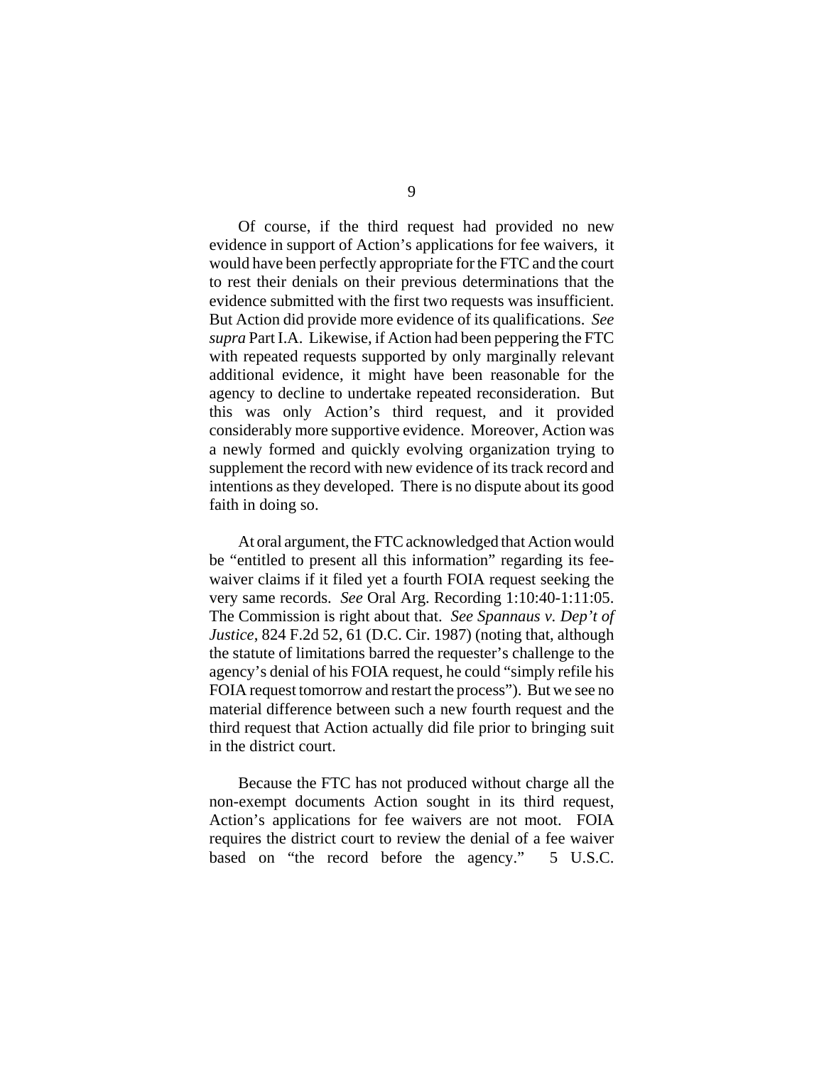Of course, if the third request had provided no new evidence in support of Action's applications for fee waivers, it would have been perfectly appropriate for the FTC and the court to rest their denials on their previous determinations that the evidence submitted with the first two requests was insufficient. But Action did provide more evidence of its qualifications. *See supra* Part I.A. Likewise, if Action had been peppering the FTC with repeated requests supported by only marginally relevant additional evidence, it might have been reasonable for the agency to decline to undertake repeated reconsideration. But this was only Action's third request, and it provided considerably more supportive evidence. Moreover, Action was a newly formed and quickly evolving organization trying to supplement the record with new evidence of its track record and intentions as they developed. There is no dispute about its good faith in doing so.

At oral argument, the FTC acknowledged that Action would be "entitled to present all this information" regarding its fee-waiver claims if it filed yet a fourth FOIA request seeking the very same records. *See* Oral Arg. Recording 1:10:40-1:11:05. The Commission is right about that. *See Spannaus v. Dep't of Justice*, 824 F.2d 52, 61 (D.C. Cir. 1987) (noting that, although the statute of limitations barred the requester's challenge to the agency's denial of his FOIA request, he could "simply refile his FOIA request tomorrow and restart the process"). But we see no material difference between such a new fourth request and the third request that Action actually did file prior to bringing suit in the district court.

Because the FTC has not produced without charge all the non-exempt documents Action sought in its third request, Action's applications for fee waivers are not moot. FOIA requires the district court to review the denial of a fee waiver based on "the record before the agency." 5 U.S.C.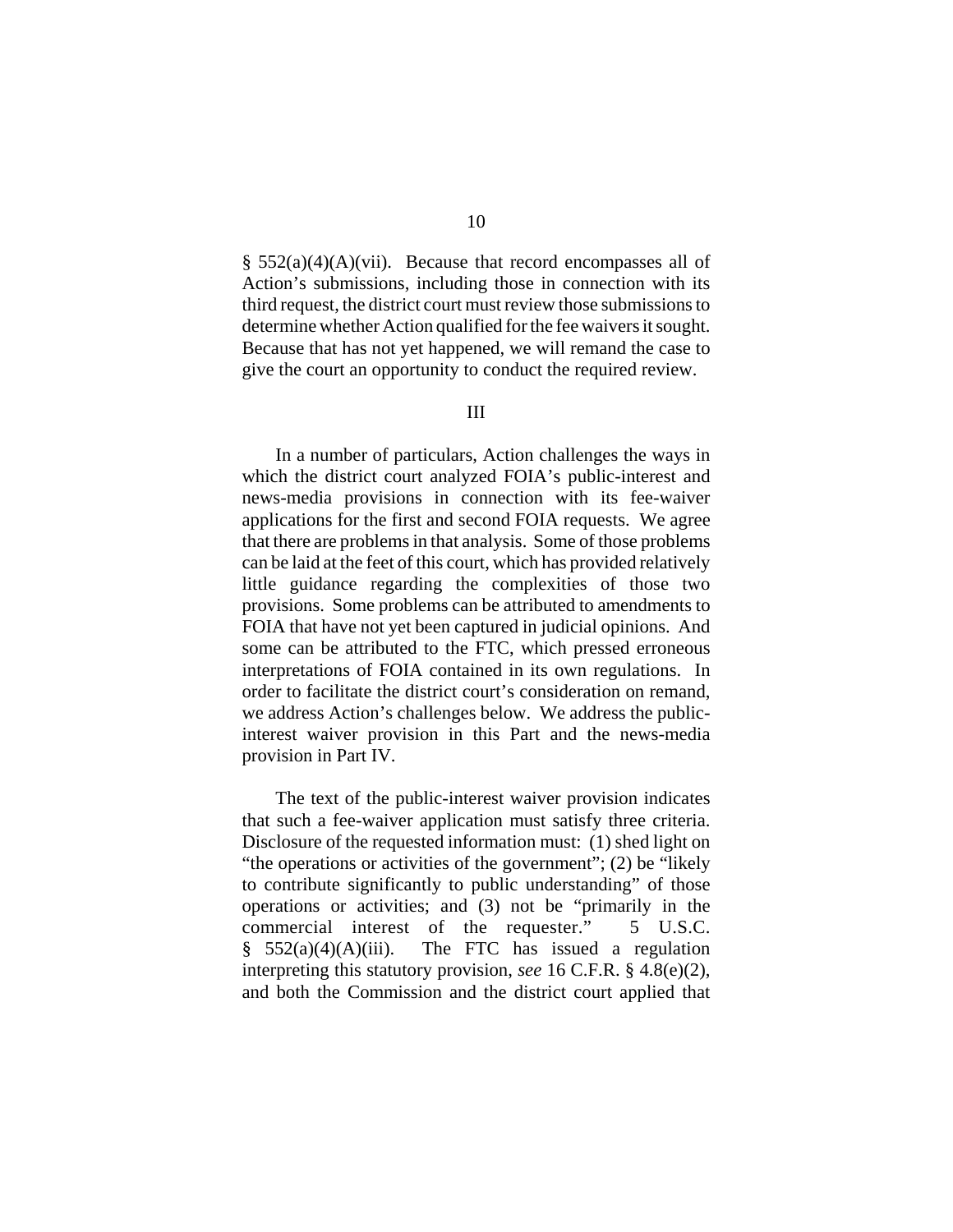§ 552(a)(4)(A)(vii). Because that record encompasses all of Action's submissions, including those in connection with its third request, the district court must review those submissions to determine whether Action qualified for the fee waivers it sought. Because that has not yet happened, we will remand the case to give the court an opportunity to conduct the required review.

## III

In a number of particulars, Action challenges the ways in which the district court analyzed FOIA's public-interest and news-media provisions in connection with its fee-waiver applications for the first and second FOIA requests. We agree that there are problems in that analysis. Some of those problems can be laid at the feet of this court, which has provided relatively little guidance regarding the complexities of those two provisions. Some problems can be attributed to amendments to FOIA that have not yet been captured in judicial opinions. And some can be attributed to the FTC, which pressed erroneous interpretations of FOIA contained in its own regulations. In order to facilitate the district court's consideration on remand, we address Action's challenges below. We address the public-interest waiver provision in this Part and the news-media provision in Part IV.

The text of the public-interest waiver provision indicates that such a fee-waiver application must satisfy three criteria. Disclosure of the requested information must: (1) shed light on "the operations or activities of the government"; (2) be "likely to contribute significantly to public understanding" of those operations or activities; and (3) not be "primarily in the commercial interest of the requester." 5 U.S.C. § 552(a)(4)(A)(iii). The FTC has issued a regulation interpreting this statutory provision, *see* 16 C.F.R. § 4.8(e)(2), and both the Commission and the district court applied that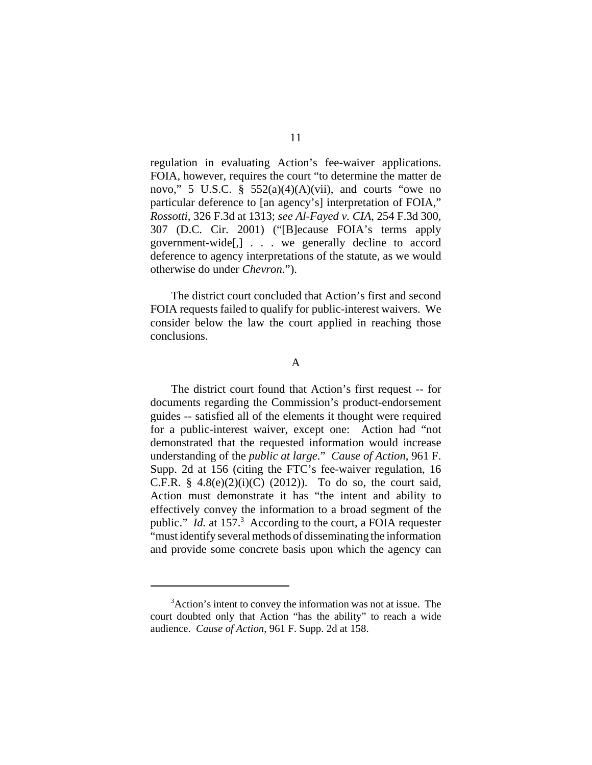regulation in evaluating Action's fee-waiver applications. FOIA, however, requires the court "to determine the matter de novo," 5 U.S.C. § 552(a)(4)(A)(vii), and courts "owe no particular deference to [an agency's] interpretation of FOIA," *Rossotti*, 326 F.3d at 1313; *see Al-Fayed v. CIA*, 254 F.3d 300, 307 (D.C. Cir. 2001) ("[B]ecause FOIA's terms apply government-wide[,] . . . we generally decline to accord deference to agency interpretations of the statute, as we would otherwise do under *Chevron*.").

The district court concluded that Action's first and second FOIA requests failed to qualify for public-interest waivers. We consider below the law the court applied in reaching those conclusions.

### A

The district court found that Action's first request -- for documents regarding the Commission's product-endorsement guides -- satisfied all of the elements it thought were required for a public-interest waiver, except one: Action had "not demonstrated that the requested information would increase understanding of the *public at large*." *Cause of Action*, 961 F. Supp. 2d at 156 (citing the FTC's fee-waiver regulation, 16 C.F.R. § 4.8(e)(2)(i)(C) (2012)). To do so, the court said, Action must demonstrate it has "the intent and ability to effectively convey the information to a broad segment of the public." *Id.* at 157.[3] According to the court, a FOIA requester "must identify several methods of disseminating the information and provide some concrete basis upon which the agency can

[3] Action's intent to convey the information was not at issue. The court doubted only that Action "has the ability" to reach a wide audience. *Cause of Action*, 961 F. Supp. 2d at 158.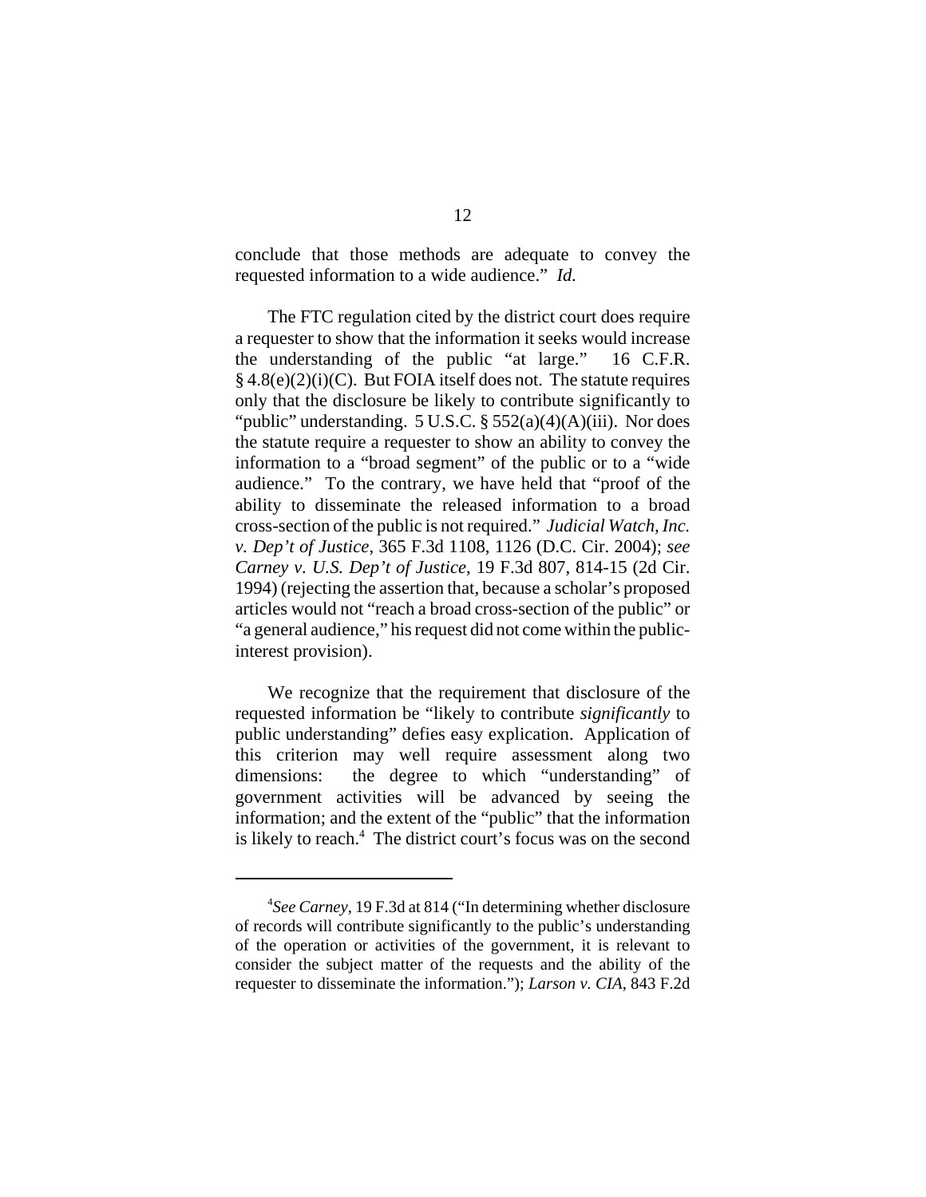conclude that those methods are adequate to convey the requested information to a wide audience." *Id.*

The FTC regulation cited by the district court does require a requester to show that the information it seeks would increase the understanding of the public "at large." 16 C.F.R. § 4.8(e)(2)(i)(C). But FOIA itself does not. The statute requires only that the disclosure be likely to contribute significantly to "public" understanding. 5 U.S.C. § 552(a)(4)(A)(iii). Nor does the statute require a requester to show an ability to convey the information to a "broad segment" of the public or to a "wide audience." To the contrary, we have held that "proof of the ability to disseminate the released information to a broad cross-section of the public is not required." *Judicial Watch, Inc. v. Dep't of Justice*, 365 F.3d 1108, 1126 (D.C. Cir. 2004); *see Carney v. U.S. Dep't of Justice*, 19 F.3d 807, 814-15 (2d Cir. 1994) (rejecting the assertion that, because a scholar's proposed articles would not "reach a broad cross-section of the public" or "a general audience," his request did not come within the public-interest provision).

We recognize that the requirement that disclosure of the requested information be "likely to contribute *significantly* to public understanding" defies easy explication. Application of this criterion may well require assessment along two dimensions: the degree to which "understanding" of government activities will be advanced by seeing the information; and the extent of the "public" that the information is likely to reach.[4] The district court's focus was on the second

---

[4]*See Carney*, 19 F.3d at 814 ("In determining whether disclosure of records will contribute significantly to the public's understanding of the operation or activities of the government, it is relevant to consider the subject matter of the requests and the ability of the requester to disseminate the information."); *Larson v. CIA*, 843 F.2d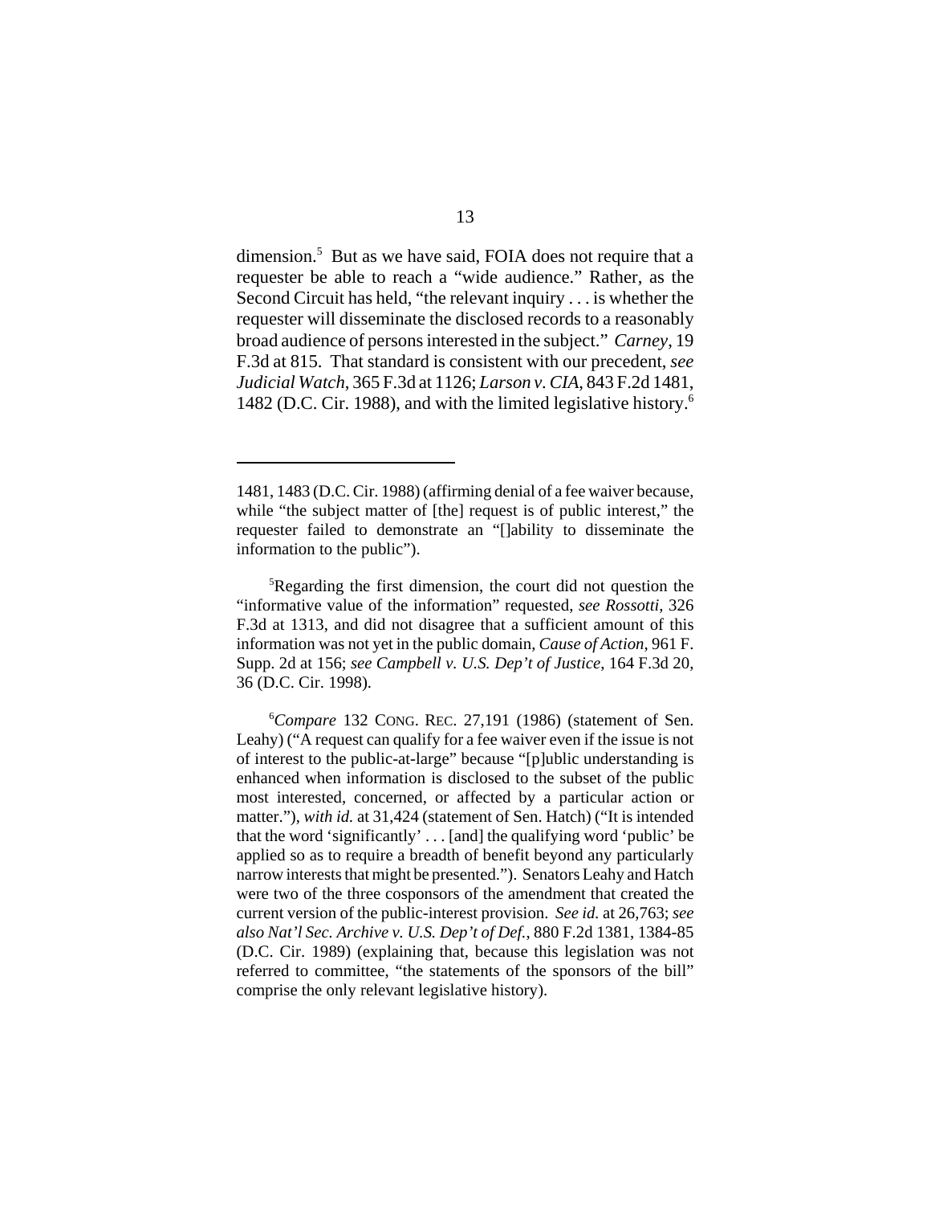dimension.[5] But as we have said, FOIA does not require that a requester be able to reach a "wide audience." Rather, as the Second Circuit has held, "the relevant inquiry . . . is whether the requester will disseminate the disclosed records to a reasonably broad audience of persons interested in the subject." *Carney*, 19 F.3d at 815. That standard is consistent with our precedent, *see Judicial Watch*, 365 F.3d at 1126; *Larson v. CIA*, 843 F.2d 1481, 1482 (D.C. Cir. 1988), and with the limited legislative history.[6]

---

1481, 1483 (D.C. Cir. 1988) (affirming denial of a fee waiver because, while "the subject matter of [the] request is of public interest," the requester failed to demonstrate an "[]ability to disseminate the information to the public").

[5]Regarding the first dimension, the court did not question the "informative value of the information" requested, *see Rossotti*, 326 F.3d at 1313, and did not disagree that a sufficient amount of this information was not yet in the public domain, *Cause of Action*, 961 F. Supp. 2d at 156; *see Campbell v. U.S. Dep't of Justice*, 164 F.3d 20, 36 (D.C. Cir. 1998).

[6]*Compare* 132 CONG. REC. 27,191 (1986) (statement of Sen. Leahy) ("A request can qualify for a fee waiver even if the issue is not of interest to the public-at-large" because "[p]ublic understanding is enhanced when information is disclosed to the subset of the public most interested, concerned, or affected by a particular action or matter."), *with id.* at 31,424 (statement of Sen. Hatch) ("It is intended that the word 'significantly' . . . [and] the qualifying word 'public' be applied so as to require a breadth of benefit beyond any particularly narrow interests that might be presented."). Senators Leahy and Hatch were two of the three cosponsors of the amendment that created the current version of the public-interest provision. *See id.* at 26,763; *see also Nat'l Sec. Archive v. U.S. Dep't of Def.*, 880 F.2d 1381, 1384-85 (D.C. Cir. 1989) (explaining that, because this legislation was not referred to committee, "the statements of the sponsors of the bill" comprise the only relevant legislative history).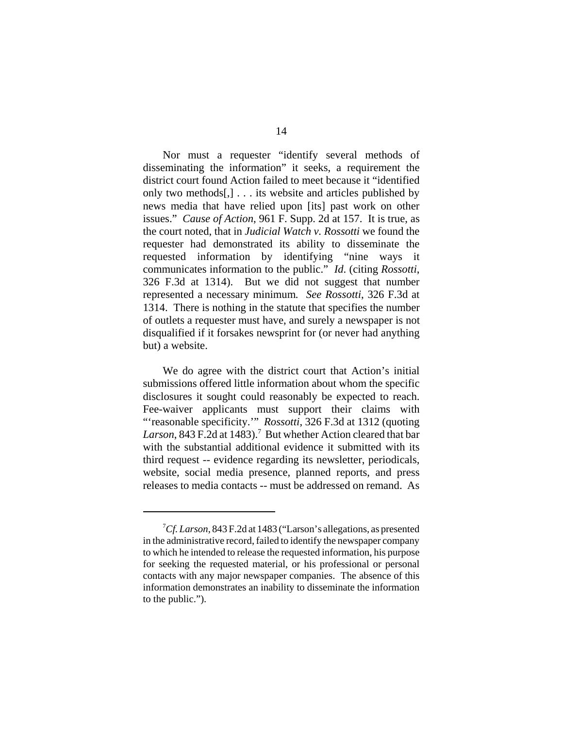Nor must a requester "identify several methods of disseminating the information" it seeks, a requirement the district court found Action failed to meet because it "identified only two methods[,] . . . its website and articles published by news media that have relied upon [its] past work on other issues." *Cause of Action*, 961 F. Supp. 2d at 157. It is true, as the court noted, that in *Judicial Watch v. Rossotti* we found the requester had demonstrated its ability to disseminate the requested information by identifying "nine ways it communicates information to the public." *Id*. (citing *Rossotti*, 326 F.3d at 1314). But we did not suggest that number represented a necessary minimum. *See Rossotti*, 326 F.3d at 1314. There is nothing in the statute that specifies the number of outlets a requester must have, and surely a newspaper is not disqualified if it forsakes newsprint for (or never had anything but) a website.

We do agree with the district court that Action's initial submissions offered little information about whom the specific disclosures it sought could reasonably be expected to reach. Fee-waiver applicants must support their claims with "'reasonable specificity.'" *Rossotti*, 326 F.3d at 1312 (quoting *Larson*, 843 F.2d at 1483).[7] But whether Action cleared that bar with the substantial additional evidence it submitted with its third request -- evidence regarding its newsletter, periodicals, website, social media presence, planned reports, and press releases to media contacts -- must be addressed on remand. As

---

[7]*Cf. Larson*, 843 F.2d at 1483 ("Larson's allegations, as presented in the administrative record, failed to identify the newspaper company to which he intended to release the requested information, his purpose for seeking the requested material, or his professional or personal contacts with any major newspaper companies. The absence of this information demonstrates an inability to disseminate the information to the public.").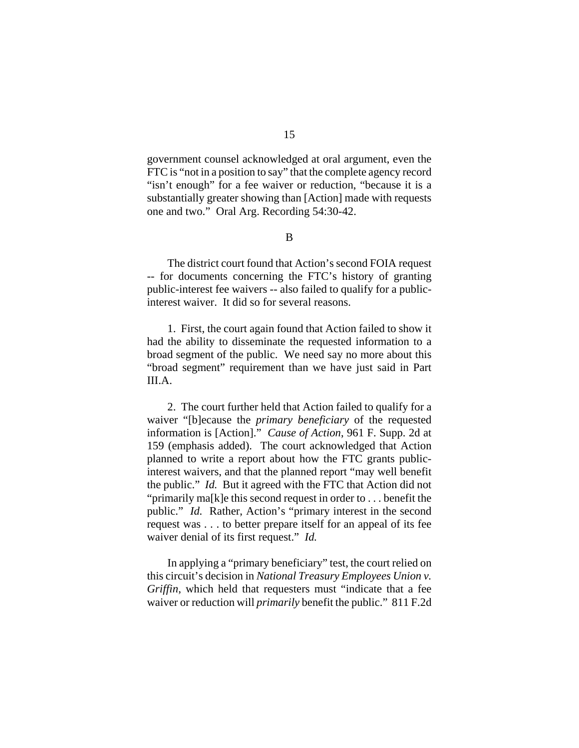government counsel acknowledged at oral argument, even the FTC is "not in a position to say" that the complete agency record "isn't enough" for a fee waiver or reduction, "because it is a substantially greater showing than [Action] made with requests one and two." Oral Arg. Recording 54:30-42.

B

The district court found that Action's second FOIA request -- for documents concerning the FTC's history of granting public-interest fee waivers -- also failed to qualify for a public-interest waiver. It did so for several reasons.

1. First, the court again found that Action failed to show it had the ability to disseminate the requested information to a broad segment of the public. We need say no more about this "broad segment" requirement than we have just said in Part III.A.

2. The court further held that Action failed to qualify for a waiver "[b]ecause the *primary beneficiary* of the requested information is [Action]." *Cause of Action*, 961 F. Supp. 2d at 159 (emphasis added). The court acknowledged that Action planned to write a report about how the FTC grants public-interest waivers, and that the planned report "may well benefit the public." *Id.* But it agreed with the FTC that Action did not "primarily ma[k]e this second request in order to . . . benefit the public." *Id.* Rather, Action's "primary interest in the second request was . . . to better prepare itself for an appeal of its fee waiver denial of its first request." *Id.*

In applying a "primary beneficiary" test, the court relied on this circuit's decision in *National Treasury Employees Union v. Griffin*, which held that requesters must "indicate that a fee waiver or reduction will *primarily* benefit the public." 811 F.2d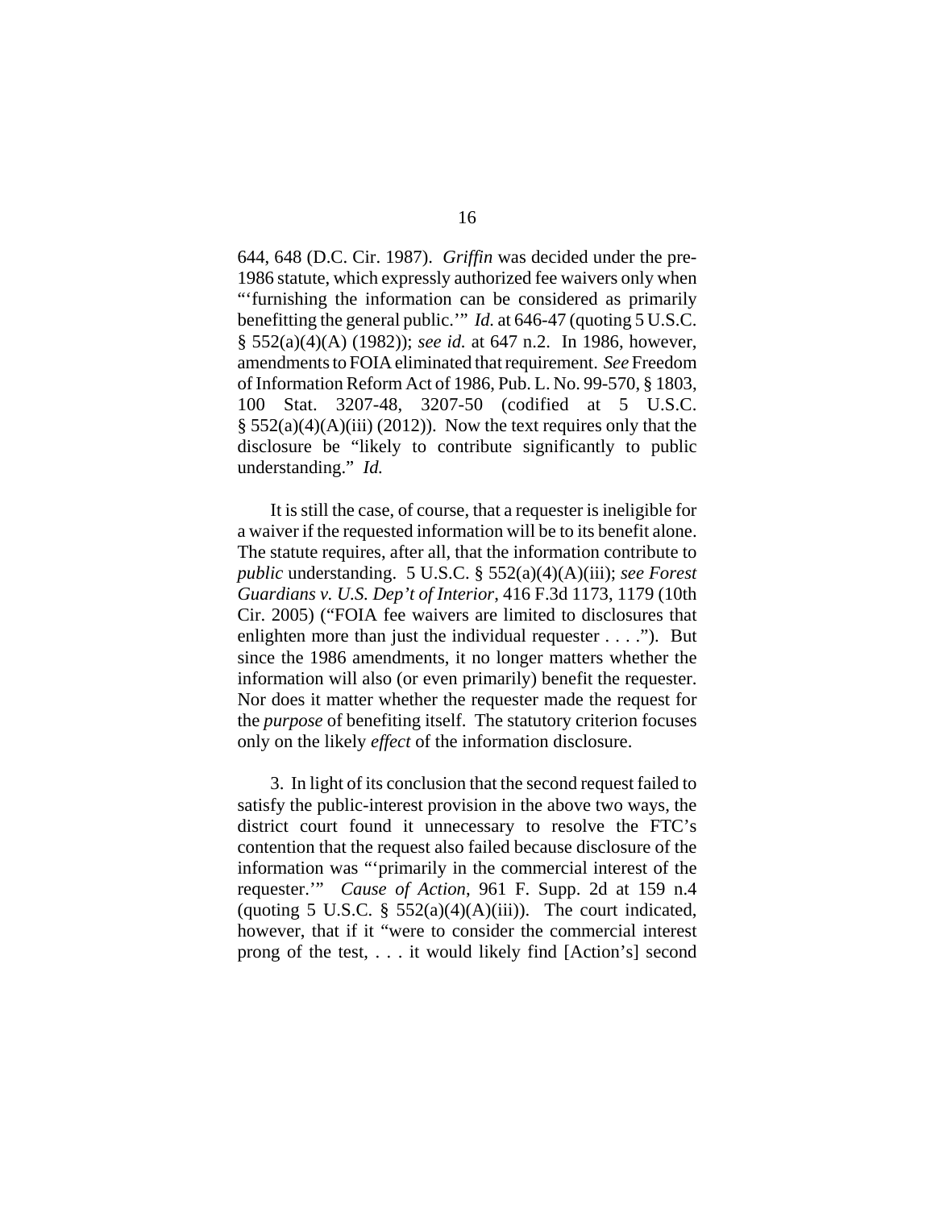644, 648 (D.C. Cir. 1987). *Griffin* was decided under the pre-1986 statute, which expressly authorized fee waivers only when "'furnishing the information can be considered as primarily benefitting the general public.'" *Id.* at 646-47 (quoting 5 U.S.C. § 552(a)(4)(A) (1982)); *see id.* at 647 n.2. In 1986, however, amendments to FOIA eliminated that requirement. *See* Freedom of Information Reform Act of 1986, Pub. L. No. 99-570, § 1803, 100 Stat. 3207-48, 3207-50 (codified at 5 U.S.C. § 552(a)(4)(A)(iii) (2012)). Now the text requires only that the disclosure be "likely to contribute significantly to public understanding." *Id.*

It is still the case, of course, that a requester is ineligible for a waiver if the requested information will be to its benefit alone. The statute requires, after all, that the information contribute to *public* understanding. 5 U.S.C. § 552(a)(4)(A)(iii); *see Forest Guardians v. U.S. Dep't of Interior*, 416 F.3d 1173, 1179 (10th Cir. 2005) ("FOIA fee waivers are limited to disclosures that enlighten more than just the individual requester . . . ."). But since the 1986 amendments, it no longer matters whether the information will also (or even primarily) benefit the requester. Nor does it matter whether the requester made the request for the *purpose* of benefiting itself. The statutory criterion focuses only on the likely *effect* of the information disclosure.

3. In light of its conclusion that the second request failed to satisfy the public-interest provision in the above two ways, the district court found it unnecessary to resolve the FTC's contention that the request also failed because disclosure of the information was "'primarily in the commercial interest of the requester.'" *Cause of Action*, 961 F. Supp. 2d at 159 n.4 (quoting 5 U.S.C. § 552(a)(4)(A)(iii)). The court indicated, however, that if it "were to consider the commercial interest prong of the test, . . . it would likely find [Action's] second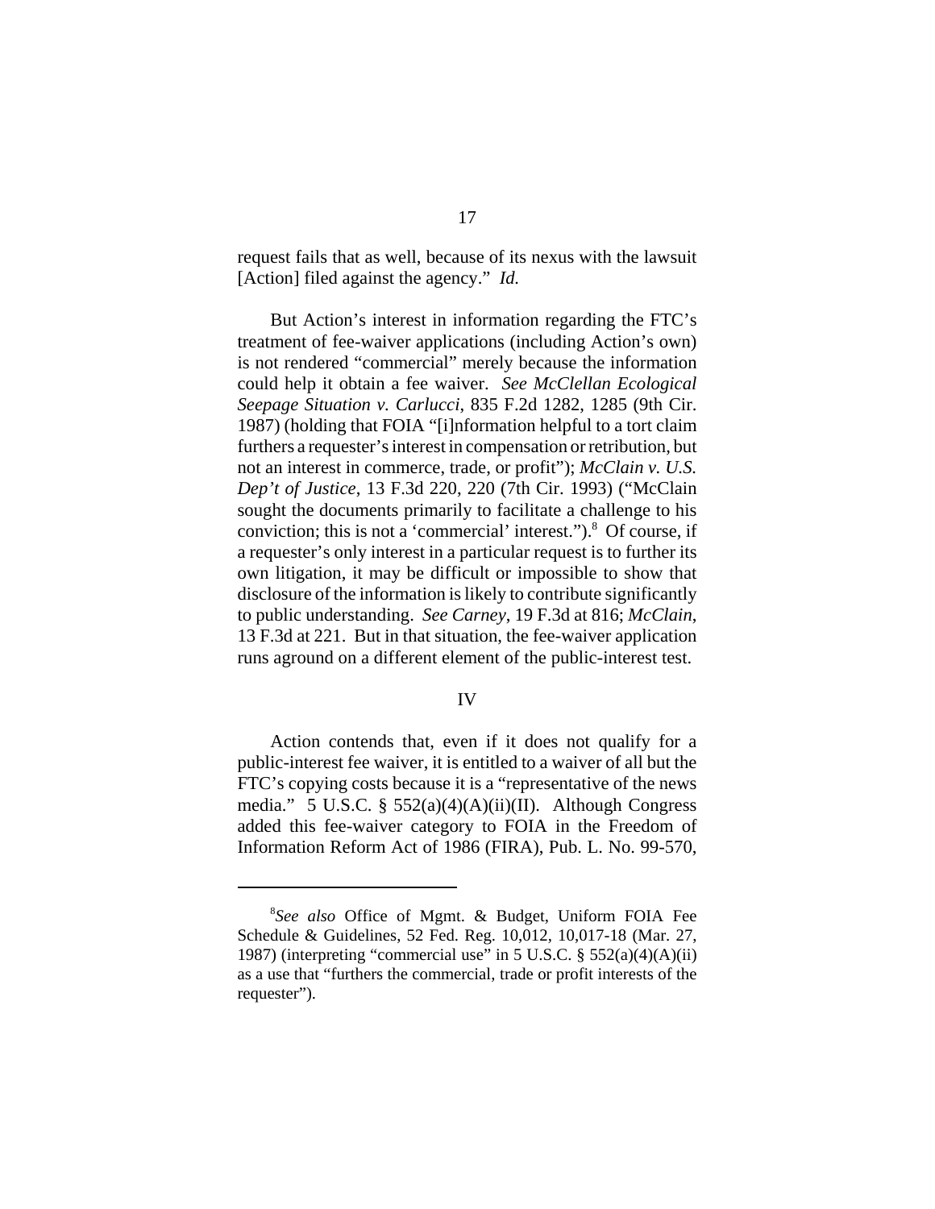request fails that as well, because of its nexus with the lawsuit [Action] filed against the agency." *Id.*

But Action's interest in information regarding the FTC's treatment of fee-waiver applications (including Action's own) is not rendered "commercial" merely because the information could help it obtain a fee waiver. *See McClellan Ecological Seepage Situation v. Carlucci*, 835 F.2d 1282, 1285 (9th Cir. 1987) (holding that FOIA "[i]nformation helpful to a tort claim furthers a requester's interest in compensation or retribution, but not an interest in commerce, trade, or profit"); *McClain v. U.S. Dep't of Justice*, 13 F.3d 220, 220 (7th Cir. 1993) ("McClain sought the documents primarily to facilitate a challenge to his conviction; this is not a 'commercial' interest.").[8] Of course, if a requester's only interest in a particular request is to further its own litigation, it may be difficult or impossible to show that disclosure of the information is likely to contribute significantly to public understanding. *See Carney*, 19 F.3d at 816; *McClain*, 13 F.3d at 221. But in that situation, the fee-waiver application runs aground on a different element of the public-interest test.

IV

Action contends that, even if it does not qualify for a public-interest fee waiver, it is entitled to a waiver of all but the FTC's copying costs because it is a "representative of the news media." 5 U.S.C. § 552(a)(4)(A)(ii)(II). Although Congress added this fee-waiver category to FOIA in the Freedom of Information Reform Act of 1986 (FIRA), Pub. L. No. 99-570,

---

[8]*See also* Office of Mgmt. & Budget, Uniform FOIA Fee Schedule & Guidelines, 52 Fed. Reg. 10,012, 10,017-18 (Mar. 27, 1987) (interpreting "commercial use" in 5 U.S.C. § 552(a)(4)(A)(ii) as a use that "furthers the commercial, trade or profit interests of the requester").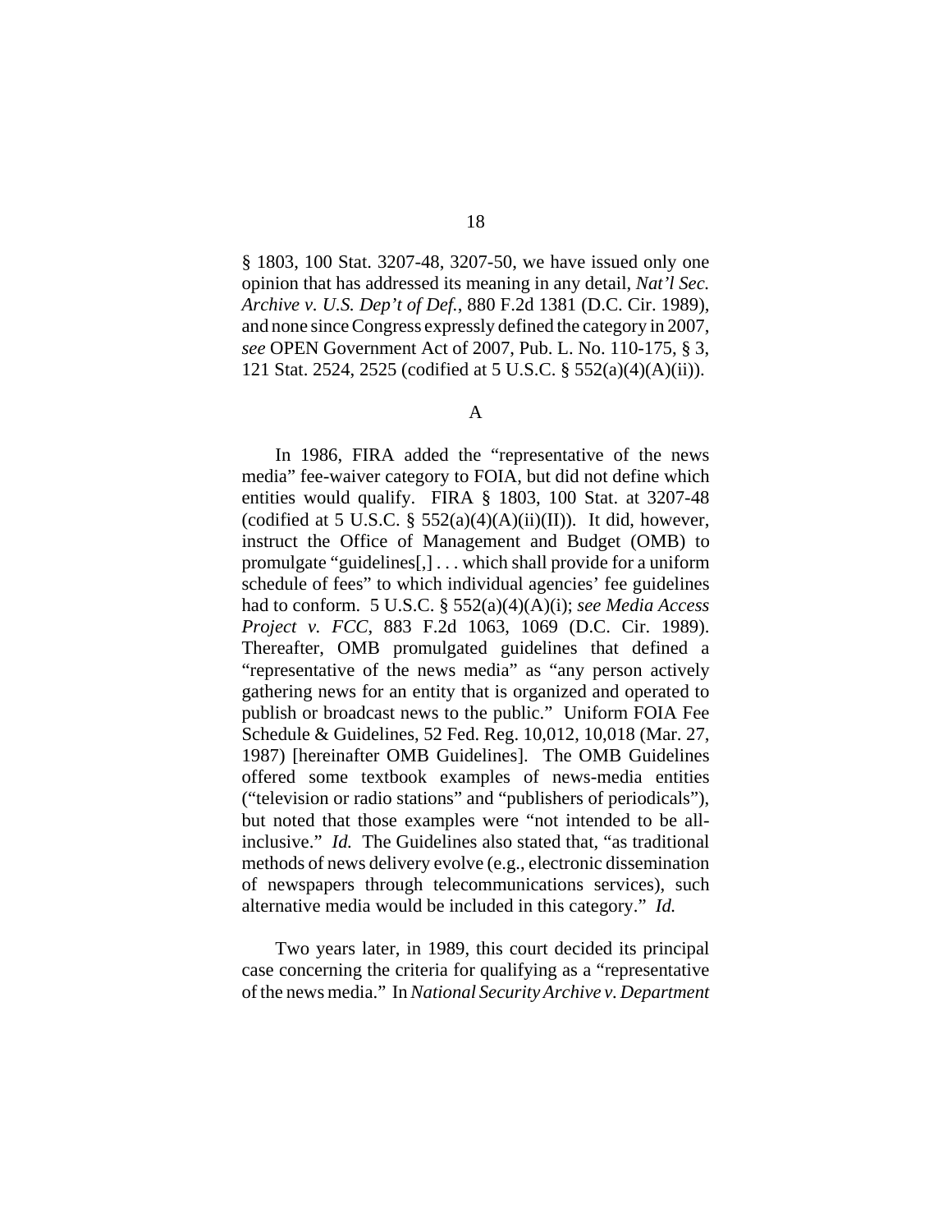§ 1803, 100 Stat. 3207-48, 3207-50, we have issued only one opinion that has addressed its meaning in any detail, *Nat'l Sec. Archive v. U.S. Dep't of Def.*, 880 F.2d 1381 (D.C. Cir. 1989), and none since Congress expressly defined the category in 2007, *see* OPEN Government Act of 2007, Pub. L. No. 110-175, § 3, 121 Stat. 2524, 2525 (codified at 5 U.S.C. § 552(a)(4)(A)(ii)).

### A

In 1986, FIRA added the "representative of the news media" fee-waiver category to FOIA, but did not define which entities would qualify. FIRA § 1803, 100 Stat. at 3207-48 (codified at 5 U.S.C. § 552(a)(4)(A)(ii)(II)). It did, however, instruct the Office of Management and Budget (OMB) to promulgate "guidelines[,] . . . which shall provide for a uniform schedule of fees" to which individual agencies' fee guidelines had to conform. 5 U.S.C. § 552(a)(4)(A)(i); *see Media Access Project v. FCC*, 883 F.2d 1063, 1069 (D.C. Cir. 1989). Thereafter, OMB promulgated guidelines that defined a "representative of the news media" as "any person actively gathering news for an entity that is organized and operated to publish or broadcast news to the public." Uniform FOIA Fee Schedule & Guidelines, 52 Fed. Reg. 10,012, 10,018 (Mar. 27, 1987) [hereinafter OMB Guidelines]. The OMB Guidelines offered some textbook examples of news-media entities ("television or radio stations" and "publishers of periodicals"), but noted that those examples were "not intended to be all-inclusive." *Id.* The Guidelines also stated that, "as traditional methods of news delivery evolve (e.g., electronic dissemination of newspapers through telecommunications services), such alternative media would be included in this category." *Id.*

Two years later, in 1989, this court decided its principal case concerning the criteria for qualifying as a "representative of the news media." In *National Security Archive v. Department*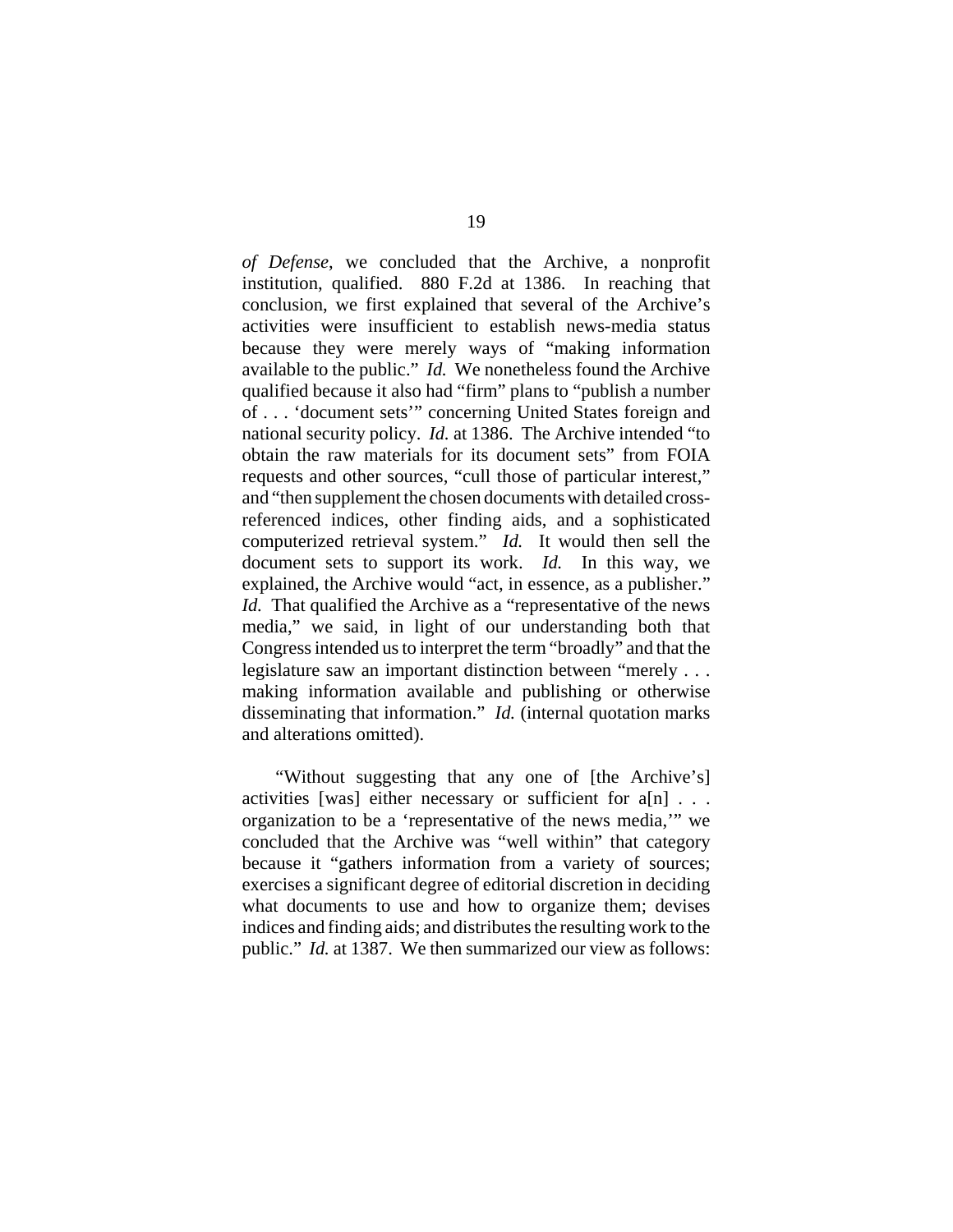*of Defense*, we concluded that the Archive, a nonprofit institution, qualified. 880 F.2d at 1386. In reaching that conclusion, we first explained that several of the Archive's activities were insufficient to establish news-media status because they were merely ways of "making information available to the public." *Id.* We nonetheless found the Archive qualified because it also had "firm" plans to "publish a number of . . . 'document sets'" concerning United States foreign and national security policy. *Id.* at 1386. The Archive intended "to obtain the raw materials for its document sets" from FOIA requests and other sources, "cull those of particular interest," and "then supplement the chosen documents with detailed cross-referenced indices, other finding aids, and a sophisticated computerized retrieval system." *Id.* It would then sell the document sets to support its work. *Id.* In this way, we explained, the Archive would "act, in essence, as a publisher." *Id.* That qualified the Archive as a "representative of the news media," we said, in light of our understanding both that Congress intended us to interpret the term "broadly" and that the legislature saw an important distinction between "merely . . . making information available and publishing or otherwise disseminating that information." *Id.* (internal quotation marks and alterations omitted).

"Without suggesting that any one of [the Archive's] activities [was] either necessary or sufficient for a[n] . . . organization to be a 'representative of the news media,'" we concluded that the Archive was "well within" that category because it "gathers information from a variety of sources; exercises a significant degree of editorial discretion in deciding what documents to use and how to organize them; devises indices and finding aids; and distributes the resulting work to the public." *Id.* at 1387. We then summarized our view as follows: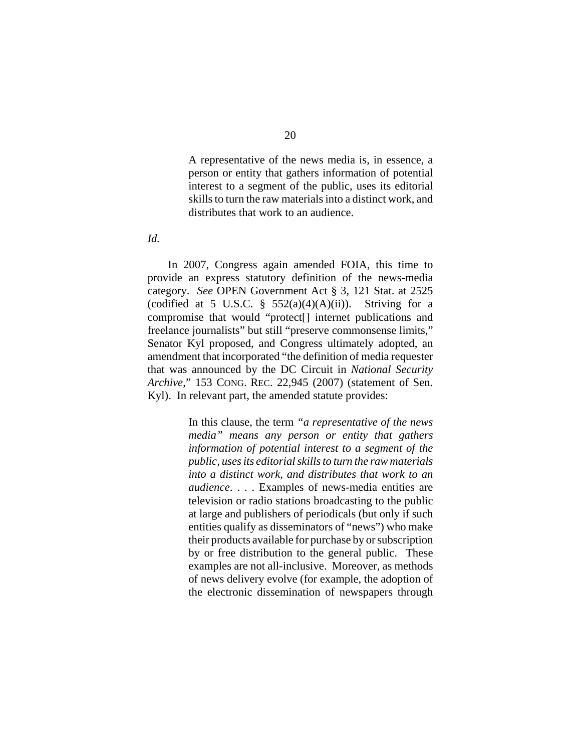> A representative of the news media is, in essence, a person or entity that gathers information of potential interest to a segment of the public, uses its editorial skills to turn the raw materials into a distinct work, and distributes that work to an audience.

*Id.*

In 2007, Congress again amended FOIA, this time to provide an express statutory definition of the news-media category. *See* OPEN Government Act § 3, 121 Stat. at 2525 (codified at 5 U.S.C. § 552(a)(4)(A)(ii)). Striving for a compromise that would "protect[] internet publications and freelance journalists" but still "preserve commonsense limits," Senator Kyl proposed, and Congress ultimately adopted, an amendment that incorporated "the definition of media requester that was announced by the DC Circuit in *National Security Archive*," 153 CONG. REC. 22,945 (2007) (statement of Sen. Kyl). In relevant part, the amended statute provides:

> In this clause, the term *"a representative of the news media" means any person or entity that gathers information of potential interest to a segment of the public, uses its editorial skills to turn the raw materials into a distinct work, and distributes that work to an audience*. . . . Examples of news-media entities are television or radio stations broadcasting to the public at large and publishers of periodicals (but only if such entities qualify as disseminators of "news") who make their products available for purchase by or subscription by or free distribution to the general public. These examples are not all-inclusive. Moreover, as methods of news delivery evolve (for example, the adoption of the electronic dissemination of newspapers through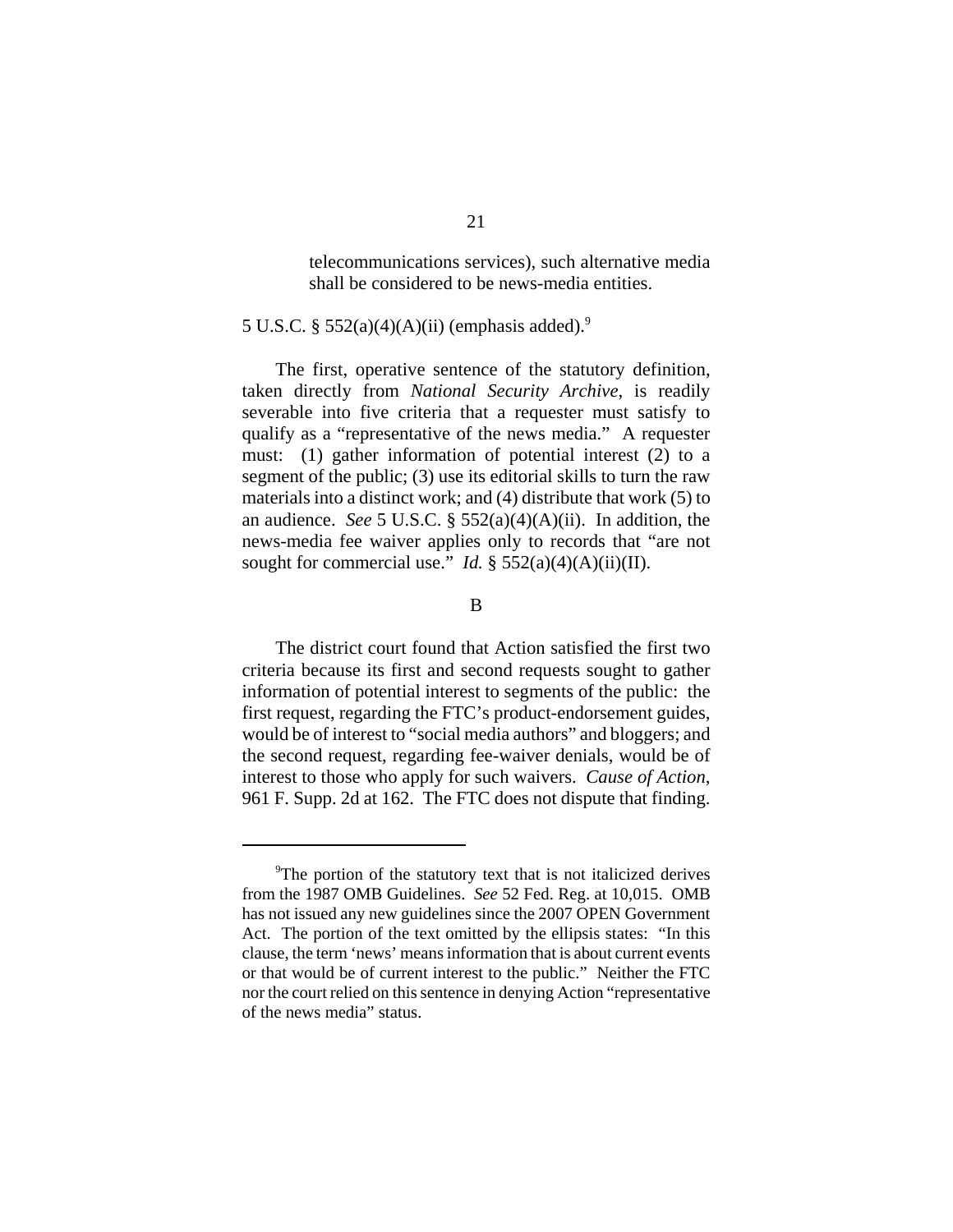> telecommunications services), such alternative media shall be considered to be news-media entities.

5 U.S.C. § 552(a)(4)(A)(ii) (emphasis added).[9]

The first, operative sentence of the statutory definition, taken directly from *National Security Archive*, is readily severable into five criteria that a requester must satisfy to qualify as a "representative of the news media." A requester must: (1) gather information of potential interest (2) to a segment of the public; (3) use its editorial skills to turn the raw materials into a distinct work; and (4) distribute that work (5) to an audience. *See* 5 U.S.C. § 552(a)(4)(A)(ii). In addition, the news-media fee waiver applies only to records that "are not sought for commercial use." *Id.* § 552(a)(4)(A)(ii)(II).

## B

The district court found that Action satisfied the first two criteria because its first and second requests sought to gather information of potential interest to segments of the public: the first request, regarding the FTC's product-endorsement guides, would be of interest to "social media authors" and bloggers; and the second request, regarding fee-waiver denials, would be of interest to those who apply for such waivers. *Cause of Action*, 961 F. Supp. 2d at 162. The FTC does not dispute that finding.

---

[9]The portion of the statutory text that is not italicized derives from the 1987 OMB Guidelines. *See* 52 Fed. Reg. at 10,015. OMB has not issued any new guidelines since the 2007 OPEN Government Act. The portion of the text omitted by the ellipsis states: "In this clause, the term 'news' means information that is about current events or that would be of current interest to the public." Neither the FTC nor the court relied on this sentence in denying Action "representative of the news media" status.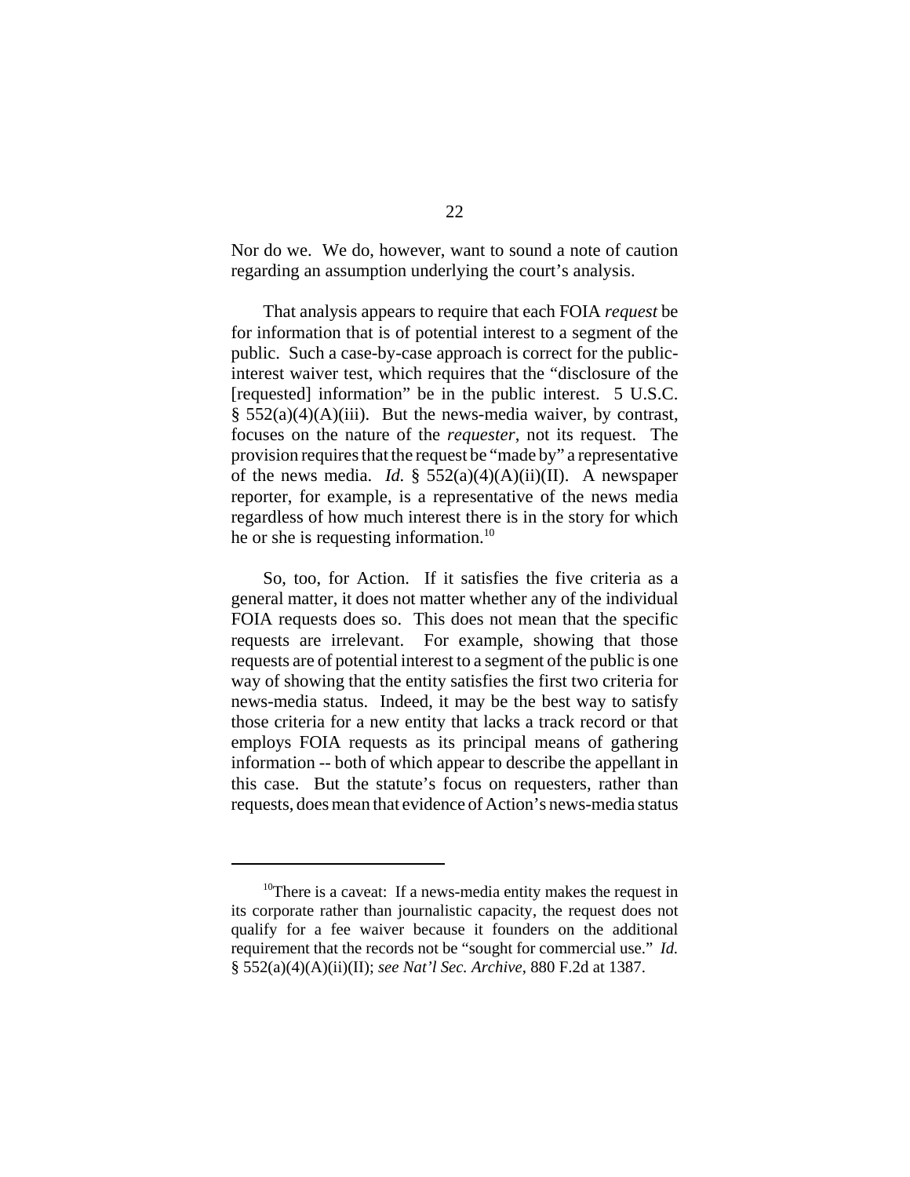Nor do we. We do, however, want to sound a note of caution regarding an assumption underlying the court's analysis.

That analysis appears to require that each FOIA *request* be for information that is of potential interest to a segment of the public. Such a case-by-case approach is correct for the public-interest waiver test, which requires that the "disclosure of the [requested] information" be in the public interest. 5 U.S.C. § 552(a)(4)(A)(iii). But the news-media waiver, by contrast, focuses on the nature of the *requester*, not its request. The provision requires that the request be "made by" a representative of the news media. *Id.* § 552(a)(4)(A)(ii)(II). A newspaper reporter, for example, is a representative of the news media regardless of how much interest there is in the story for which he or she is requesting information.[10]

So, too, for Action. If it satisfies the five criteria as a general matter, it does not matter whether any of the individual FOIA requests does so. This does not mean that the specific requests are irrelevant. For example, showing that those requests are of potential interest to a segment of the public is one way of showing that the entity satisfies the first two criteria for news-media status. Indeed, it may be the best way to satisfy those criteria for a new entity that lacks a track record or that employs FOIA requests as its principal means of gathering information -- both of which appear to describe the appellant in this case. But the statute's focus on requesters, rather than requests, does mean that evidence of Action's news-media status

---

[10]There is a caveat: If a news-media entity makes the request in its corporate rather than journalistic capacity, the request does not qualify for a fee waiver because it founders on the additional requirement that the records not be "sought for commercial use." *Id.* § 552(a)(4)(A)(ii)(II); *see Nat'l Sec. Archive*, 880 F.2d at 1387.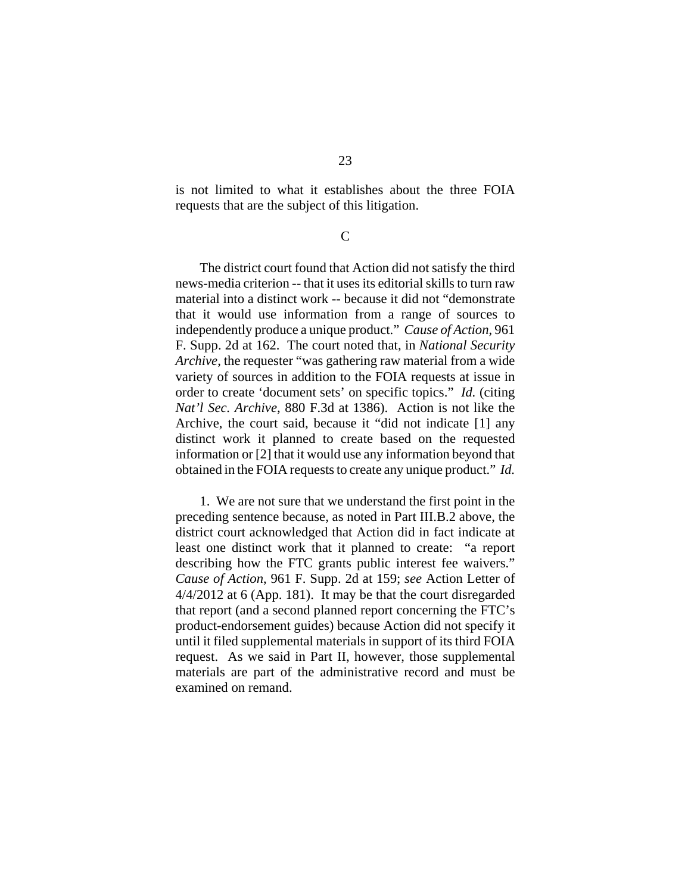is not limited to what it establishes about the three FOIA requests that are the subject of this litigation.

C

The district court found that Action did not satisfy the third news-media criterion -- that it uses its editorial skills to turn raw material into a distinct work -- because it did not "demonstrate that it would use information from a range of sources to independently produce a unique product." *Cause of Action*, 961 F. Supp. 2d at 162. The court noted that, in *National Security Archive*, the requester "was gathering raw material from a wide variety of sources in addition to the FOIA requests at issue in order to create 'document sets' on specific topics." *Id.* (citing *Nat'l Sec. Archive*, 880 F.3d at 1386). Action is not like the Archive, the court said, because it "did not indicate [1] any distinct work it planned to create based on the requested information or [2] that it would use any information beyond that obtained in the FOIA requests to create any unique product." *Id.*

1. We are not sure that we understand the first point in the preceding sentence because, as noted in Part III.B.2 above, the district court acknowledged that Action did in fact indicate at least one distinct work that it planned to create: "a report describing how the FTC grants public interest fee waivers." *Cause of Action*, 961 F. Supp. 2d at 159; *see* Action Letter of 4/4/2012 at 6 (App. 181). It may be that the court disregarded that report (and a second planned report concerning the FTC's product-endorsement guides) because Action did not specify it until it filed supplemental materials in support of its third FOIA request. As we said in Part II, however, those supplemental materials are part of the administrative record and must be examined on remand.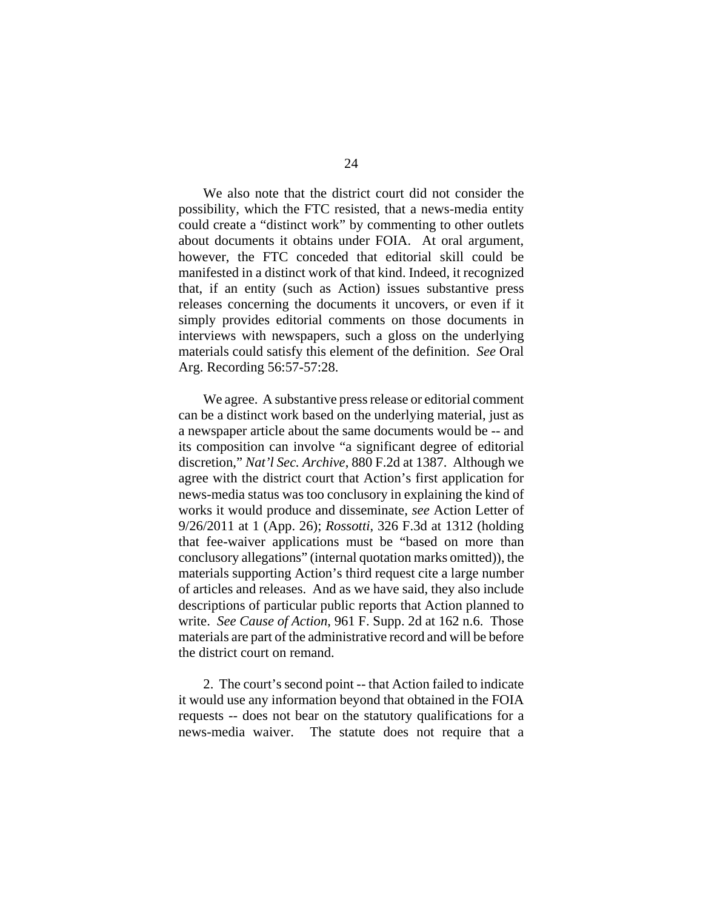We also note that the district court did not consider the possibility, which the FTC resisted, that a news-media entity could create a "distinct work" by commenting to other outlets about documents it obtains under FOIA. At oral argument, however, the FTC conceded that editorial skill could be manifested in a distinct work of that kind. Indeed, it recognized that, if an entity (such as Action) issues substantive press releases concerning the documents it uncovers, or even if it simply provides editorial comments on those documents in interviews with newspapers, such a gloss on the underlying materials could satisfy this element of the definition. *See* Oral Arg. Recording 56:57-57:28.

We agree. A substantive press release or editorial comment can be a distinct work based on the underlying material, just as a newspaper article about the same documents would be -- and its composition can involve "a significant degree of editorial discretion," *Nat'l Sec. Archive*, 880 F.2d at 1387. Although we agree with the district court that Action's first application for news-media status was too conclusory in explaining the kind of works it would produce and disseminate, *see* Action Letter of 9/26/2011 at 1 (App. 26); *Rossotti*, 326 F.3d at 1312 (holding that fee-waiver applications must be "based on more than conclusory allegations" (internal quotation marks omitted)), the materials supporting Action's third request cite a large number of articles and releases. And as we have said, they also include descriptions of particular public reports that Action planned to write. *See Cause of Action*, 961 F. Supp. 2d at 162 n.6. Those materials are part of the administrative record and will be before the district court on remand.

2. The court's second point -- that Action failed to indicate it would use any information beyond that obtained in the FOIA requests -- does not bear on the statutory qualifications for a news-media waiver. The statute does not require that a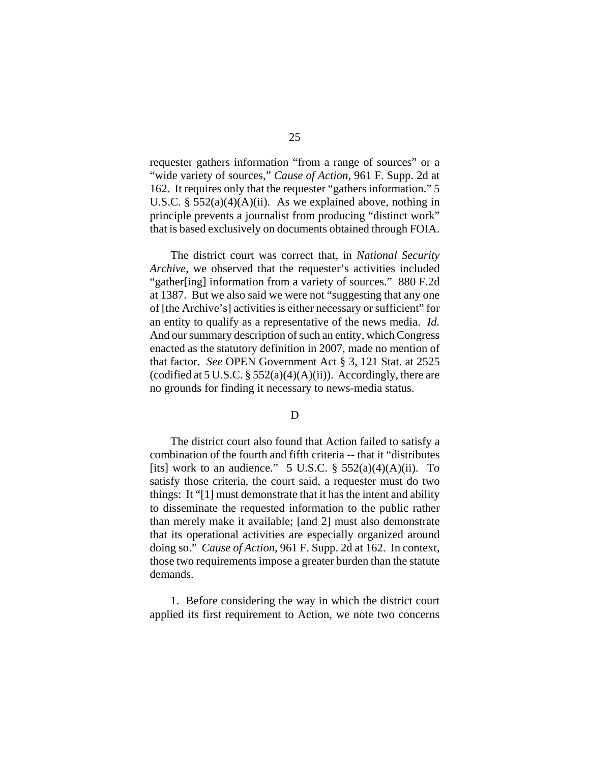requester gathers information "from a range of sources" or a "wide variety of sources," *Cause of Action*, 961 F. Supp. 2d at 162. It requires only that the requester "gathers information." 5 U.S.C. § 552(a)(4)(A)(ii). As we explained above, nothing in principle prevents a journalist from producing "distinct work" that is based exclusively on documents obtained through FOIA.

The district court was correct that, in *National Security Archive*, we observed that the requester's activities included "gather[ing] information from a variety of sources." 880 F.2d at 1387. But we also said we were not "suggesting that any one of [the Archive's] activities is either necessary or sufficient" for an entity to qualify as a representative of the news media. *Id.* And our summary description of such an entity, which Congress enacted as the statutory definition in 2007, made no mention of that factor. *See* OPEN Government Act § 3, 121 Stat. at 2525 (codified at 5 U.S.C. § 552(a)(4)(A)(ii)). Accordingly, there are no grounds for finding it necessary to news-media status.

D

The district court also found that Action failed to satisfy a combination of the fourth and fifth criteria -- that it "distributes [its] work to an audience." 5 U.S.C. § 552(a)(4)(A)(ii). To satisfy those criteria, the court said, a requester must do two things: It "[1] must demonstrate that it has the intent and ability to disseminate the requested information to the public rather than merely make it available; [and 2] must also demonstrate that its operational activities are especially organized around doing so." *Cause of Action*, 961 F. Supp. 2d at 162. In context, those two requirements impose a greater burden than the statute demands.

1. Before considering the way in which the district court applied its first requirement to Action, we note two concerns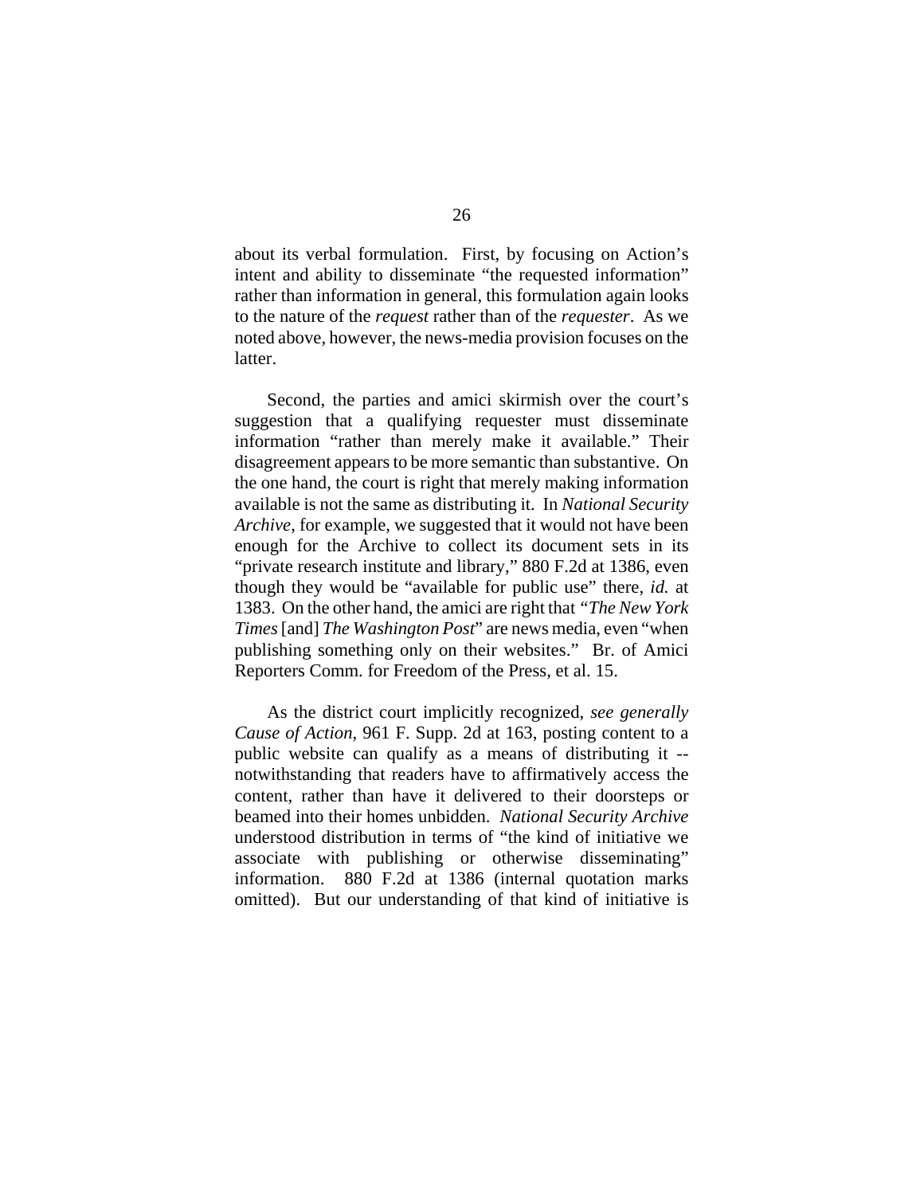about its verbal formulation. First, by focusing on Action's intent and ability to disseminate "the requested information" rather than information in general, this formulation again looks to the nature of the *request* rather than of the *requester*. As we noted above, however, the news-media provision focuses on the latter.

Second, the parties and amici skirmish over the court's suggestion that a qualifying requester must disseminate information "rather than merely make it available." Their disagreement appears to be more semantic than substantive. On the one hand, the court is right that merely making information available is not the same as distributing it. In *National Security Archive*, for example, we suggested that it would not have been enough for the Archive to collect its document sets in its "private research institute and library," 880 F.2d at 1386, even though they would be "available for public use" there, *id.* at 1383. On the other hand, the amici are right that "*The New York Times* [and] *The Washington Post*" are news media, even "when publishing something only on their websites." Br. of Amici Reporters Comm. for Freedom of the Press, et al. 15.

As the district court implicitly recognized, *see generally Cause of Action*, 961 F. Supp. 2d at 163, posting content to a public website can qualify as a means of distributing it -- notwithstanding that readers have to affirmatively access the content, rather than have it delivered to their doorsteps or beamed into their homes unbidden. *National Security Archive* understood distribution in terms of "the kind of initiative we associate with publishing or otherwise disseminating" information. 880 F.2d at 1386 (internal quotation marks omitted). But our understanding of that kind of initiative is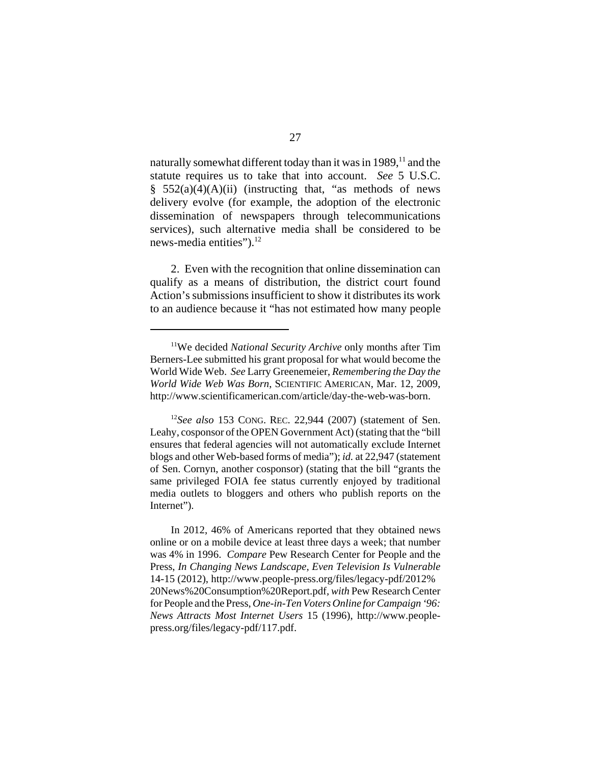naturally somewhat different today than it was in 1989,[11] and the statute requires us to take that into account. *See* 5 U.S.C. § 552(a)(4)(A)(ii) (instructing that, "as methods of news delivery evolve (for example, the adoption of the electronic dissemination of newspapers through telecommunications services), such alternative media shall be considered to be news-media entities").[12]

2. Even with the recognition that online dissemination can qualify as a means of distribution, the district court found Action's submissions insufficient to show it distributes its work to an audience because it "has not estimated how many people

---

[11]We decided *National Security Archive* only months after Tim Berners-Lee submitted his grant proposal for what would become the World Wide Web. *See* Larry Greenemeier, *Remembering the Day the World Wide Web Was Born*, SCIENTIFIC AMERICAN, Mar. 12, 2009, http://www.scientificamerican.com/article/day-the-web-was-born.

[12]*See also* 153 CONG. REC. 22,944 (2007) (statement of Sen. Leahy, cosponsor of the OPEN Government Act) (stating that the "bill ensures that federal agencies will not automatically exclude Internet blogs and other Web-based forms of media"); *id.* at 22,947 (statement of Sen. Cornyn, another cosponsor) (stating that the bill "grants the same privileged FOIA fee status currently enjoyed by traditional media outlets to bloggers and others who publish reports on the Internet").

In 2012, 46% of Americans reported that they obtained news online or on a mobile device at least three days a week; that number was 4% in 1996. *Compare* Pew Research Center for People and the Press, *In Changing News Landscape, Even Television Is Vulnerable* 14-15 (2012), http://www.people-press.org/files/legacy-pdf/2012%20News%20Consumption%20Report.pdf, *with* Pew Research Center for People and the Press, *One-in-Ten Voters Online for Campaign '96: News Attracts Most Internet Users* 15 (1996), http://www.people-press.org/files/legacy-pdf/117.pdf.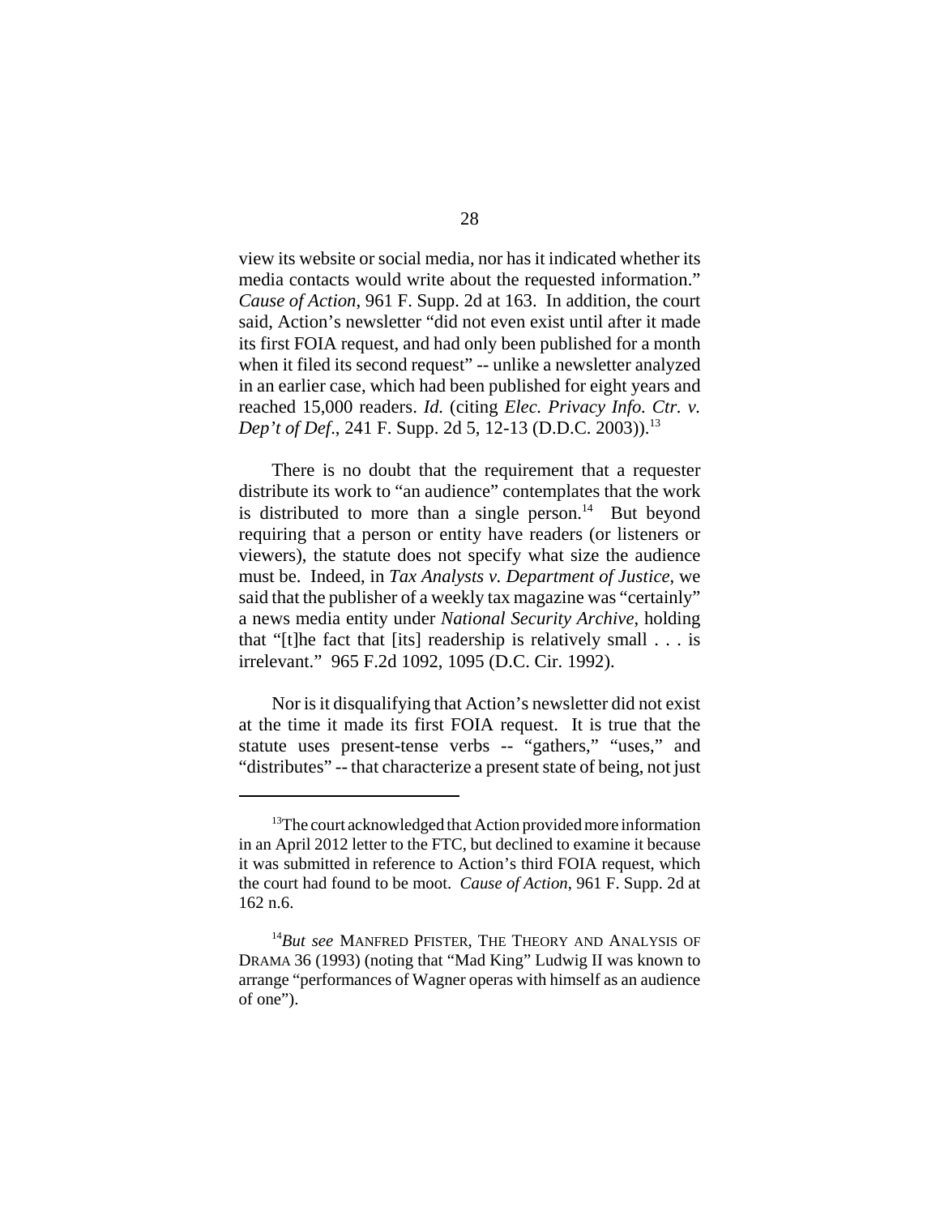view its website or social media, nor has it indicated whether its media contacts would write about the requested information." *Cause of Action*, 961 F. Supp. 2d at 163. In addition, the court said, Action's newsletter "did not even exist until after it made its first FOIA request, and had only been published for a month when it filed its second request" -- unlike a newsletter analyzed in an earlier case, which had been published for eight years and reached 15,000 readers. *Id.* (citing *Elec. Privacy Info. Ctr. v. Dep't of Def*., 241 F. Supp. 2d 5, 12-13 (D.D.C. 2003)).[13]

There is no doubt that the requirement that a requester distribute its work to "an audience" contemplates that the work is distributed to more than a single person.[14] But beyond requiring that a person or entity have readers (or listeners or viewers), the statute does not specify what size the audience must be. Indeed, in *Tax Analysts v. Department of Justice*, we said that the publisher of a weekly tax magazine was "certainly" a news media entity under *National Security Archive*, holding that "[t]he fact that [its] readership is relatively small . . . is irrelevant." 965 F.2d 1092, 1095 (D.C. Cir. 1992).

Nor is it disqualifying that Action's newsletter did not exist at the time it made its first FOIA request. It is true that the statute uses present-tense verbs -- "gathers," "uses," and "distributes" -- that characterize a present state of being, not just

[13] The court acknowledged that Action provided more information in an April 2012 letter to the FTC, but declined to examine it because it was submitted in reference to Action's third FOIA request, which the court had found to be moot. *Cause of Action*, 961 F. Supp. 2d at 162 n.6.

[14] *But see* MANFRED PFISTER, THE THEORY AND ANALYSIS OF DRAMA 36 (1993) (noting that "Mad King" Ludwig II was known to arrange "performances of Wagner operas with himself as an audience of one").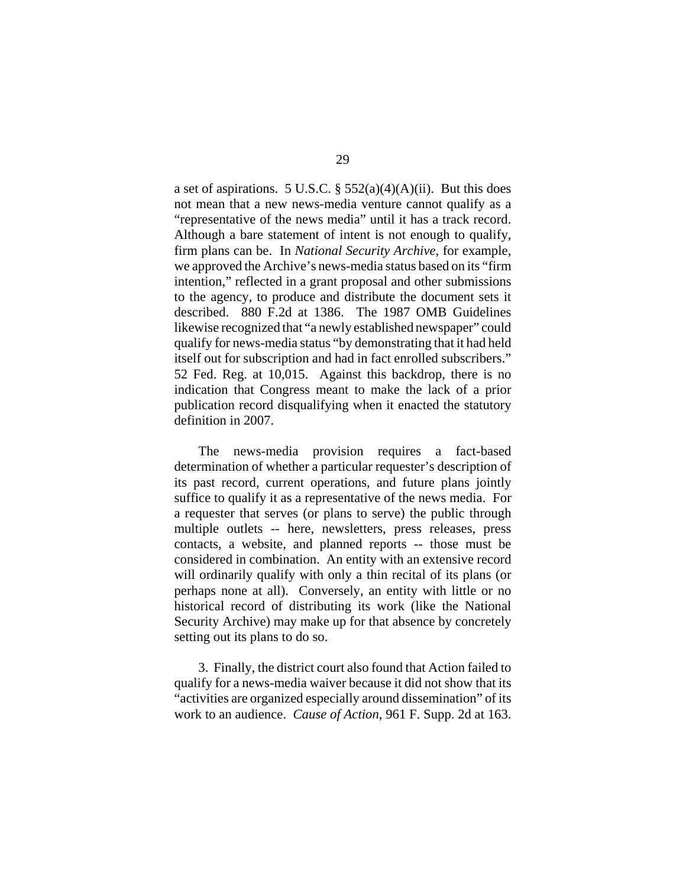a set of aspirations. 5 U.S.C. § 552(a)(4)(A)(ii). But this does not mean that a new news-media venture cannot qualify as a "representative of the news media" until it has a track record. Although a bare statement of intent is not enough to qualify, firm plans can be. In *National Security Archive*, for example, we approved the Archive's news-media status based on its "firm intention," reflected in a grant proposal and other submissions to the agency, to produce and distribute the document sets it described. 880 F.2d at 1386. The 1987 OMB Guidelines likewise recognized that "a newly established newspaper" could qualify for news-media status "by demonstrating that it had held itself out for subscription and had in fact enrolled subscribers." 52 Fed. Reg. at 10,015. Against this backdrop, there is no indication that Congress meant to make the lack of a prior publication record disqualifying when it enacted the statutory definition in 2007.

The news-media provision requires a fact-based determination of whether a particular requester's description of its past record, current operations, and future plans jointly suffice to qualify it as a representative of the news media. For a requester that serves (or plans to serve) the public through multiple outlets -- here, newsletters, press releases, press contacts, a website, and planned reports -- those must be considered in combination. An entity with an extensive record will ordinarily qualify with only a thin recital of its plans (or perhaps none at all). Conversely, an entity with little or no historical record of distributing its work (like the National Security Archive) may make up for that absence by concretely setting out its plans to do so.

3. Finally, the district court also found that Action failed to qualify for a news-media waiver because it did not show that its "activities are organized especially around dissemination" of its work to an audience. *Cause of Action*, 961 F. Supp. 2d at 163.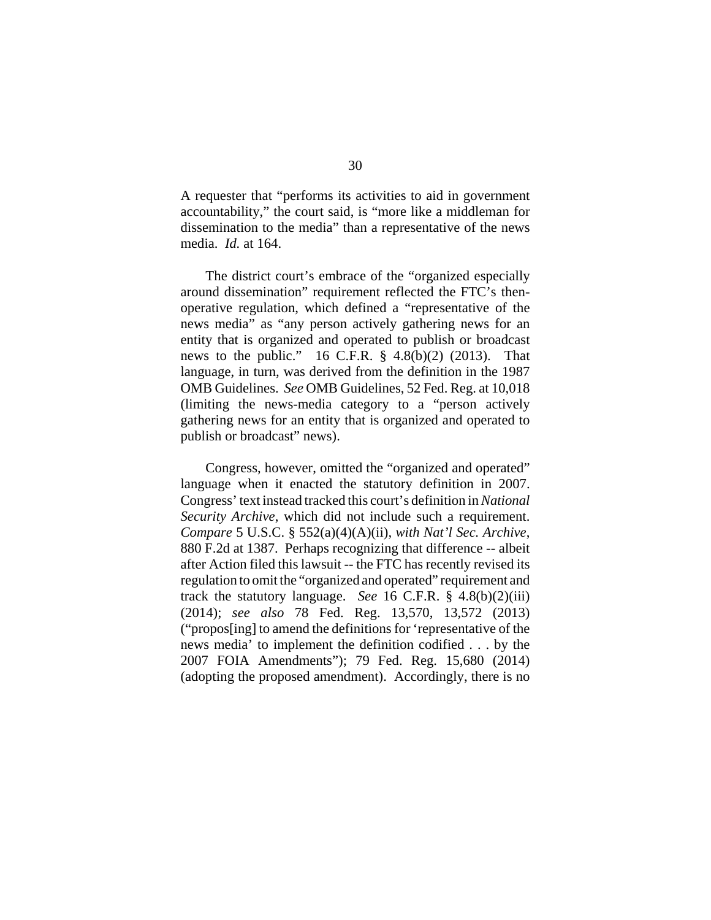A requester that "performs its activities to aid in government accountability," the court said, is "more like a middleman for dissemination to the media" than a representative of the news media. *Id.* at 164.

The district court's embrace of the "organized especially around dissemination" requirement reflected the FTC's then-operative regulation, which defined a "representative of the news media" as "any person actively gathering news for an entity that is organized and operated to publish or broadcast news to the public." 16 C.F.R. § 4.8(b)(2) (2013). That language, in turn, was derived from the definition in the 1987 OMB Guidelines. *See* OMB Guidelines, 52 Fed. Reg. at 10,018 (limiting the news-media category to a "person actively gathering news for an entity that is organized and operated to publish or broadcast" news).

Congress, however, omitted the "organized and operated" language when it enacted the statutory definition in 2007. Congress' text instead tracked this court's definition in *National Security Archive*, which did not include such a requirement. *Compare* 5 U.S.C. § 552(a)(4)(A)(ii), *with Nat'l Sec. Archive*, 880 F.2d at 1387. Perhaps recognizing that difference -- albeit after Action filed this lawsuit -- the FTC has recently revised its regulation to omit the "organized and operated" requirement and track the statutory language. *See* 16 C.F.R. § 4.8(b)(2)(iii) (2014); *see also* 78 Fed. Reg. 13,570, 13,572 (2013) ("propos[ing] to amend the definitions for 'representative of the news media' to implement the definition codified . . . by the 2007 FOIA Amendments"); 79 Fed. Reg. 15,680 (2014) (adopting the proposed amendment). Accordingly, there is no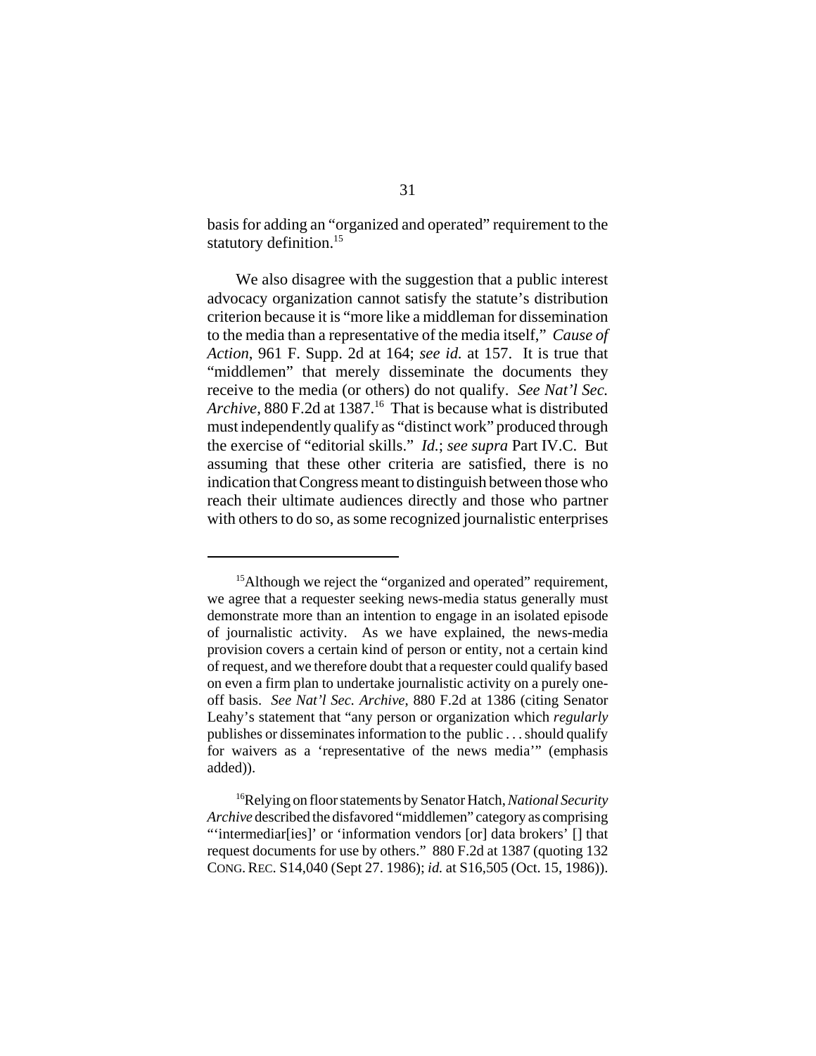basis for adding an "organized and operated" requirement to the statutory definition.[15]

We also disagree with the suggestion that a public interest advocacy organization cannot satisfy the statute's distribution criterion because it is "more like a middleman for dissemination to the media than a representative of the media itself," *Cause of Action*, 961 F. Supp. 2d at 164; *see id.* at 157. It is true that "middlemen" that merely disseminate the documents they receive to the media (or others) do not qualify. *See Nat'l Sec. Archive*, 880 F.2d at 1387.[16] That is because what is distributed must independently qualify as "distinct work" produced through the exercise of "editorial skills." *Id.*; *see supra* Part IV.C. But assuming that these other criteria are satisfied, there is no indication that Congress meant to distinguish between those who reach their ultimate audiences directly and those who partner with others to do so, as some recognized journalistic enterprises

---

[15]Although we reject the "organized and operated" requirement, we agree that a requester seeking news-media status generally must demonstrate more than an intention to engage in an isolated episode of journalistic activity. As we have explained, the news-media provision covers a certain kind of person or entity, not a certain kind of request, and we therefore doubt that a requester could qualify based on even a firm plan to undertake journalistic activity on a purely one-off basis. *See Nat'l Sec. Archive*, 880 F.2d at 1386 (citing Senator Leahy's statement that "any person or organization which *regularly* publishes or disseminates information to the public . . . should qualify for waivers as a 'representative of the news media'" (emphasis added)).

[16]Relying on floor statements by Senator Hatch, *National Security Archive* described the disfavored "middlemen" category as comprising "'intermediar[ies]' or 'information vendors [or] data brokers' [] that request documents for use by others." 880 F.2d at 1387 (quoting 132 CONG. REC. S14,040 (Sept 27. 1986); *id.* at S16,505 (Oct. 15, 1986)).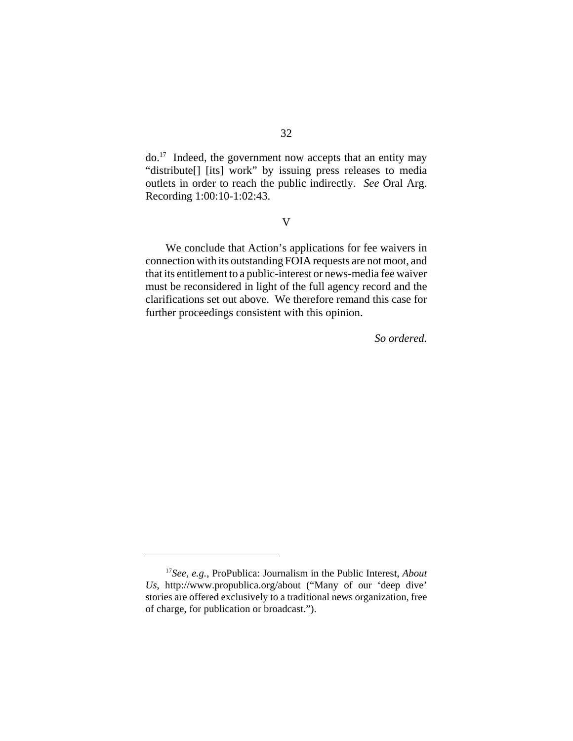do.[17] Indeed, the government now accepts that an entity may "distribute[] [its] work" by issuing press releases to media outlets in order to reach the public indirectly. *See* Oral Arg. Recording 1:00:10-1:02:43.

## V

We conclude that Action's applications for fee waivers in connection with its outstanding FOIA requests are not moot, and that its entitlement to a public-interest or news-media fee waiver must be reconsidered in light of the full agency record and the clarifications set out above. We therefore remand this case for further proceedings consistent with this opinion.

*So ordered.*

---

[17] *See, e.g.*, ProPublica: Journalism in the Public Interest, *About Us*, http://www.propublica.org/about ("Many of our 'deep dive' stories are offered exclusively to a traditional news organization, free of charge, for publication or broadcast.").